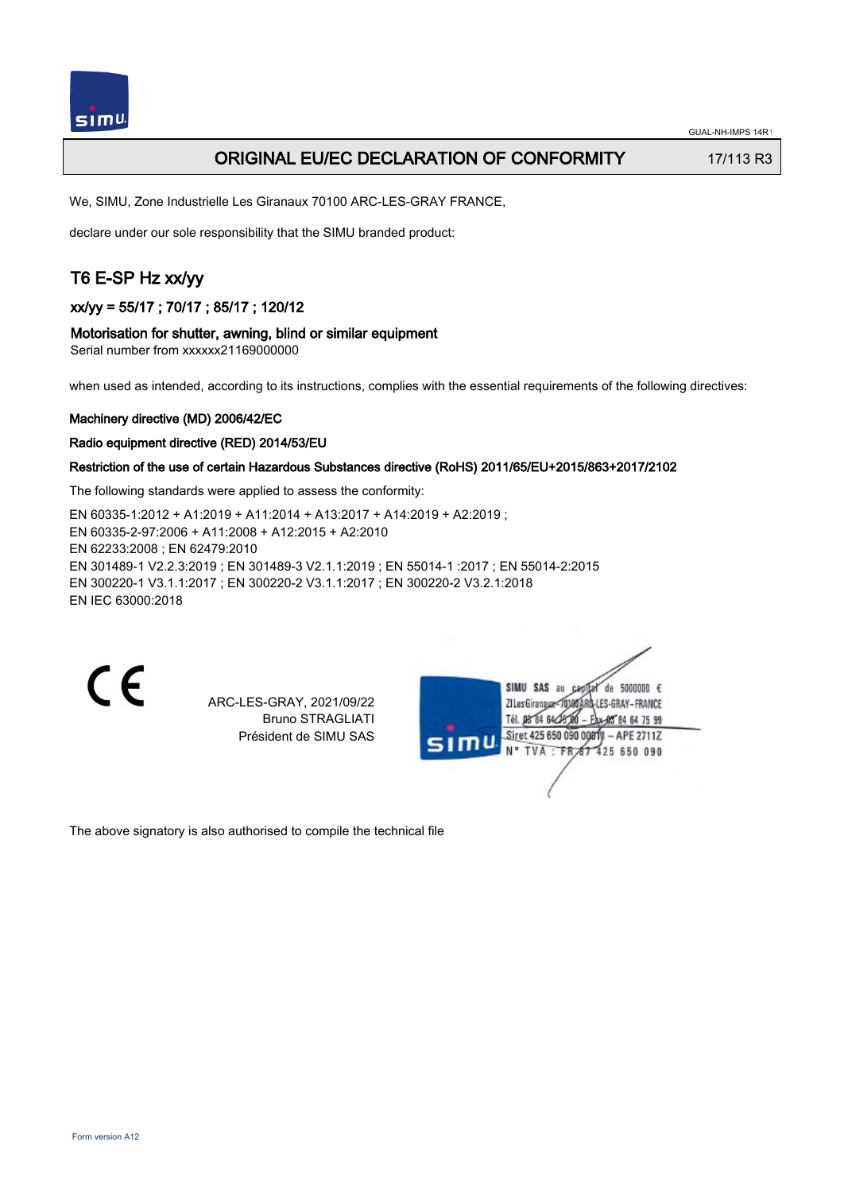# ORIGINAL EU/EC DECLARATION OF CONFORMITY

17/113 R3

We, SIMU, Zone Industrielle Les Giranaux 70100 ARC-LES-GRAY FRANCE,

declare under our sole responsibility that the SIMU branded product:

## T6 E-SP Hz xx/yy

### xx/yy = 55/17 ; 70/17 ; 85/17 ; 120/12

### Motorisation for shutter, awning, blind or similar equipment

Serial number from xxxxxx21169000000

when used as intended, according to its instructions, complies with the essential requirements of the following directives:

**Machinery directive (MD) 2006/42/EC**

**Radio equipment directive (RED) 2014/53/EU**

**Restriction of the use of certain Hazardous Substances directive (RoHS) 2011/65/EU+2015/863+2017/2102**

The following standards were applied to assess the conformity:

EN 60335-1:2012 + A1:2019 + A11:2014 + A13:2017 + A14:2019 + A2:2019 ;
EN 60335-2-97:2006 + A11:2008 + A12:2015 + A2:2010
EN 62233:2008 ; EN 62479:2010
EN 301489-1 V2.2.3:2019 ; EN 301489-3 V2.1.1:2019 ; EN 55014-1 :2017 ; EN 55014-2:2015
EN 300220-1 V3.1.1:2017 ; EN 300220-2 V3.1.1:2017 ; EN 300220-2 V3.2.1:2018
EN IEC 63000:2018

CE

ARC-LES-GRAY, 2021/09/22
Bruno STRAGLIATI
Président de SIMU SAS

SIMU SAS au capital de 5000000 €
ZI Les Giranaux 70100 ARC-LES-GRAY-FRANCE
Tél. 03 84 64 78 00 – Fax 03 84 64 75 99
Siret 425 650 090 00011 – APE 2711Z
N° TVA : FR 67 425 650 090

The above signatory is also authorised to compile the technical file

Form version A12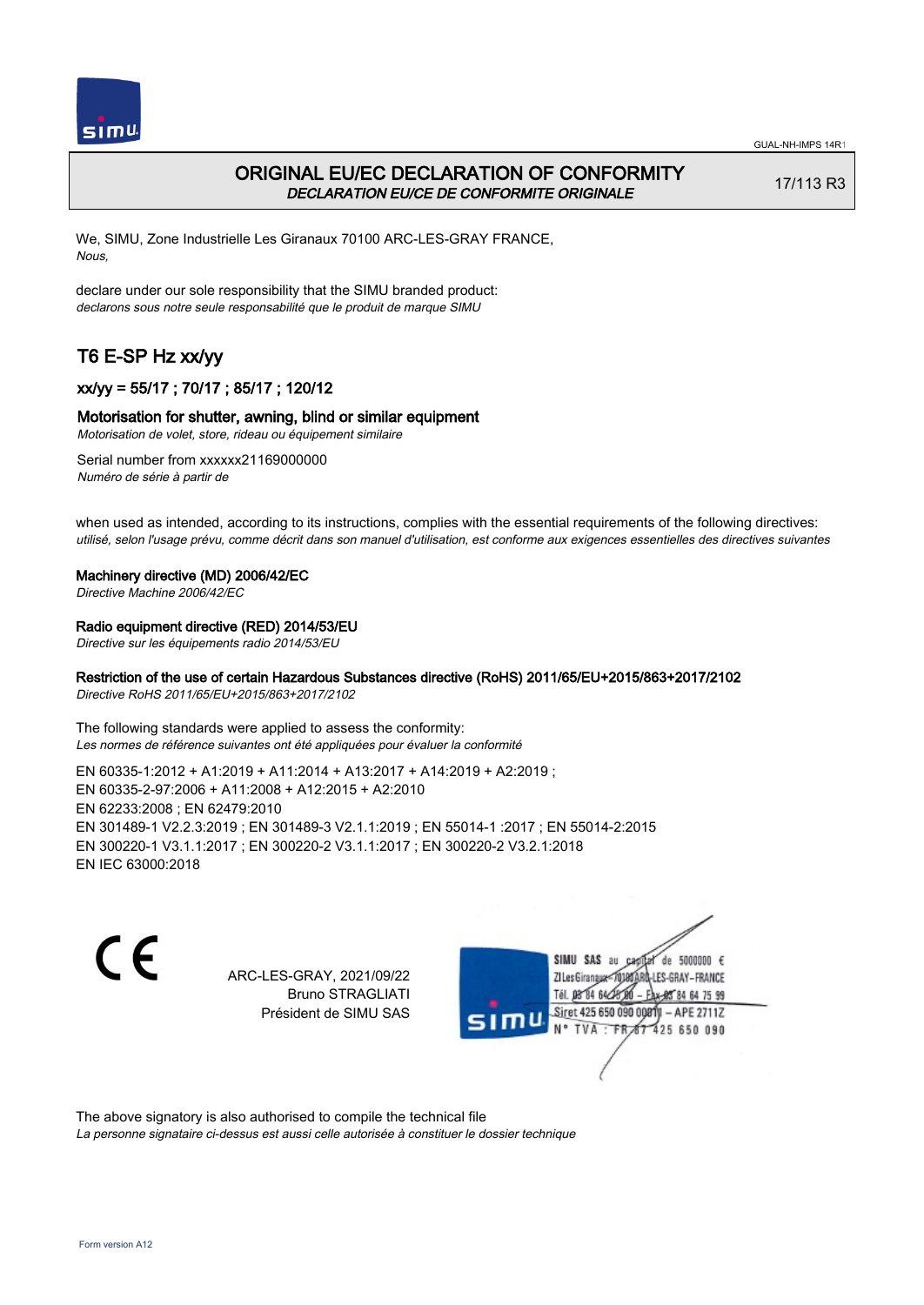# ORIGINAL EU/EC DECLARATION OF CONFORMITY
*DECLARATION EU/CE DE CONFORMITE ORIGINALE*

17/113 R3

We, SIMU, Zone Industrielle Les Giranaux 70100 ARC-LES-GRAY FRANCE,
*Nous,*

declare under our sole responsibility that the SIMU branded product:
*declarons sous notre seule responsabilité que le produit de marque SIMU*

## T6 E-SP Hz xx/yy

### xx/yy = 55/17 ; 70/17 ; 85/17 ; 120/12

### Motorisation for shutter, awning, blind or similar equipment
*Motorisation de volet, store, rideau ou équipement similaire*

Serial number from xxxxxx21169000000
*Numéro de série à partir de*

when used as intended, according to its instructions, complies with the essential requirements of the following directives:
*utilisé, selon l'usage prévu, comme décrit dans son manuel d'utilisation, est conforme aux exigences essentielles des directives suivantes*

**Machinery directive (MD) 2006/42/EC**
*Directive Machine 2006/42/EC*

**Radio equipment directive (RED) 2014/53/EU**
*Directive sur les équipements radio 2014/53/EU*

**Restriction of the use of certain Hazardous Substances directive (RoHS) 2011/65/EU+2015/863+2017/2102**
*Directive RoHS 2011/65/EU+2015/863+2017/2102*

The following standards were applied to assess the conformity:
*Les normes de référence suivantes ont été appliquées pour évaluer la conformité*

EN 60335-1:2012 + A1:2019 + A11:2014 + A13:2017 + A14:2019 + A2:2019 ;
EN 60335-2-97:2006 + A11:2008 + A12:2015 + A2:2010
EN 62233:2008 ; EN 62479:2010
EN 301489-1 V2.2.3:2019 ; EN 301489-3 V2.1.1:2019 ; EN 55014-1 :2017 ; EN 55014-2:2015
EN 300220-1 V3.1.1:2017 ; EN 300220-2 V3.1.1:2017 ; EN 300220-2 V3.2.1:2018
EN IEC 63000:2018

CE

ARC-LES-GRAY, 2021/09/22
Bruno STRAGLIATI
Président de SIMU SAS

SIMU SAS au capital de 5000000 €
ZI Les Giranaux 70100 ARC-LES-GRAY-FRANCE
Tél. 03 84 64 75 00 – Fax 03 84 64 75 99
Siret 425 650 090 00011 – APE 2711Z
N° TVA : FR 67 425 650 090

The above signatory is also authorised to compile the technical file
*La personne signataire ci-dessus est aussi celle autorisée à constituer le dossier technique*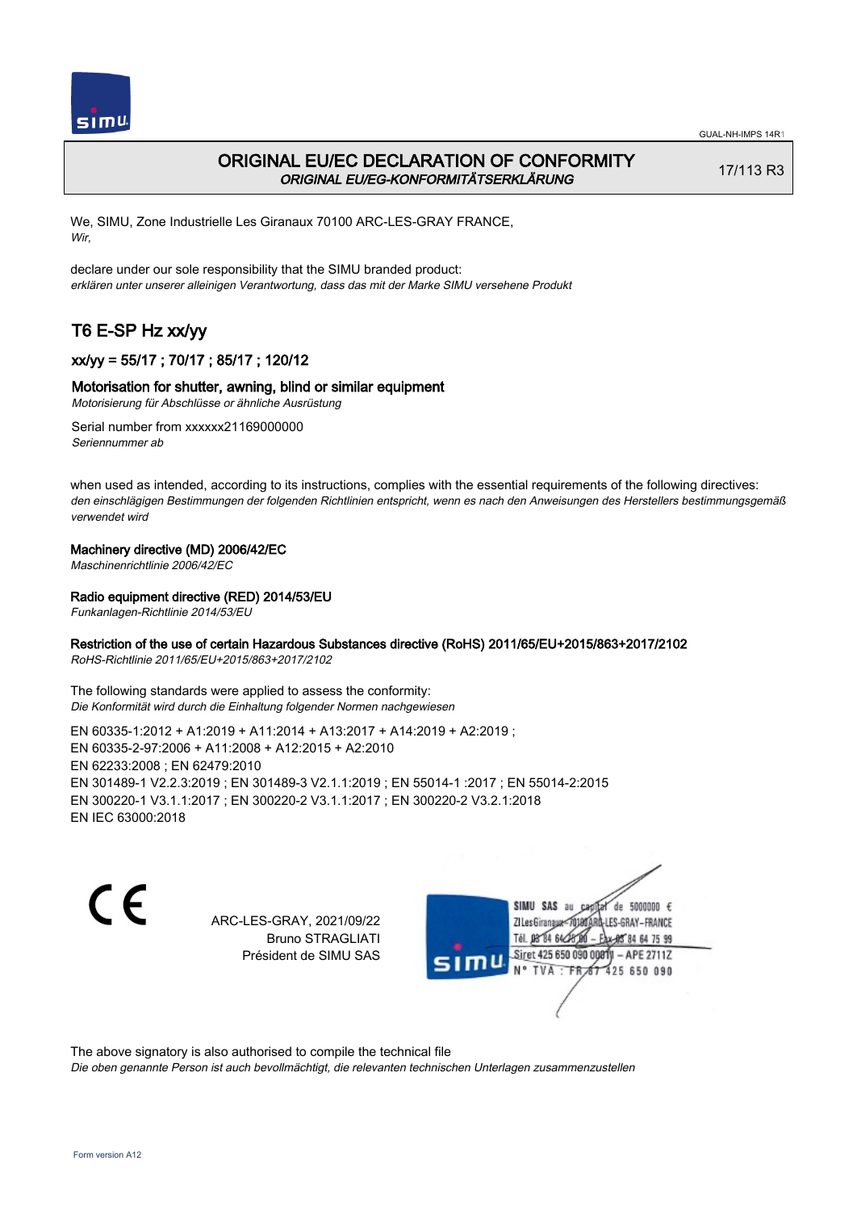# ORIGINAL EU/EC DECLARATION OF CONFORMITY

*ORIGINAL EU/EG-KONFORMITÄTSERKLÄRUNG*

17/113 R3

We, SIMU, Zone Industrielle Les Giranaux 70100 ARC-LES-GRAY FRANCE,
*Wir,*

declare under our sole responsibility that the SIMU branded product:
*erklären unter unserer alleinigen Verantwortung, dass das mit der Marke SIMU versehene Produkt*

## T6 E-SP Hz xx/yy

### xx/yy = 55/17 ; 70/17 ; 85/17 ; 120/12

### Motorisation for shutter, awning, blind or similar equipment

*Motorisierung für Abschlüsse or ähnliche Ausrüstung*

Serial number from xxxxxx21169000000
*Seriennummer ab*

when used as intended, according to its instructions, complies with the essential requirements of the following directives:
*den einschlägigen Bestimmungen der folgenden Richtlinien entspricht, wenn es nach den Anweisungen des Herstellers bestimmungsgemäß verwendet wird*

**Machinery directive (MD) 2006/42/EC**
*Maschinenrichtlinie 2006/42/EC*

**Radio equipment directive (RED) 2014/53/EU**
*Funkanlagen-Richtlinie 2014/53/EU*

**Restriction of the use of certain Hazardous Substances directive (RoHS) 2011/65/EU+2015/863+2017/2102**
*RoHS-Richtlinie 2011/65/EU+2015/863+2017/2102*

The following standards were applied to assess the conformity:
*Die Konformität wird durch die Einhaltung folgender Normen nachgewiesen*

EN 60335-1:2012 + A1:2019 + A11:2014 + A13:2017 + A14:2019 + A2:2019 ;
EN 60335-2-97:2006 + A11:2008 + A12:2015 + A2:2010
EN 62233:2008 ; EN 62479:2010
EN 301489-1 V2.2.3:2019 ; EN 301489-3 V2.1.1:2019 ; EN 55014-1 :2017 ; EN 55014-2:2015
EN 300220-1 V3.1.1:2017 ; EN 300220-2 V3.1.1:2017 ; EN 300220-2 V3.2.1:2018
EN IEC 63000:2018

CE

ARC-LES-GRAY, 2021/09/22
Bruno STRAGLIATI
Président de SIMU SAS

SIMU SAS au capital de 5000000 €
ZI Les Giranaux 70100 ARC-LES-GRAY – FRANCE
Tél. 03 84 64 75 00 – Fax 03 84 64 75 99
Siret 425 650 090 00011 – APE 2711Z
N° TVA : FR 87 425 650 090

The above signatory is also authorised to compile the technical file
*Die oben genannte Person ist auch bevollmächtigt, die relevanten technischen Unterlagen zusammenzustellen*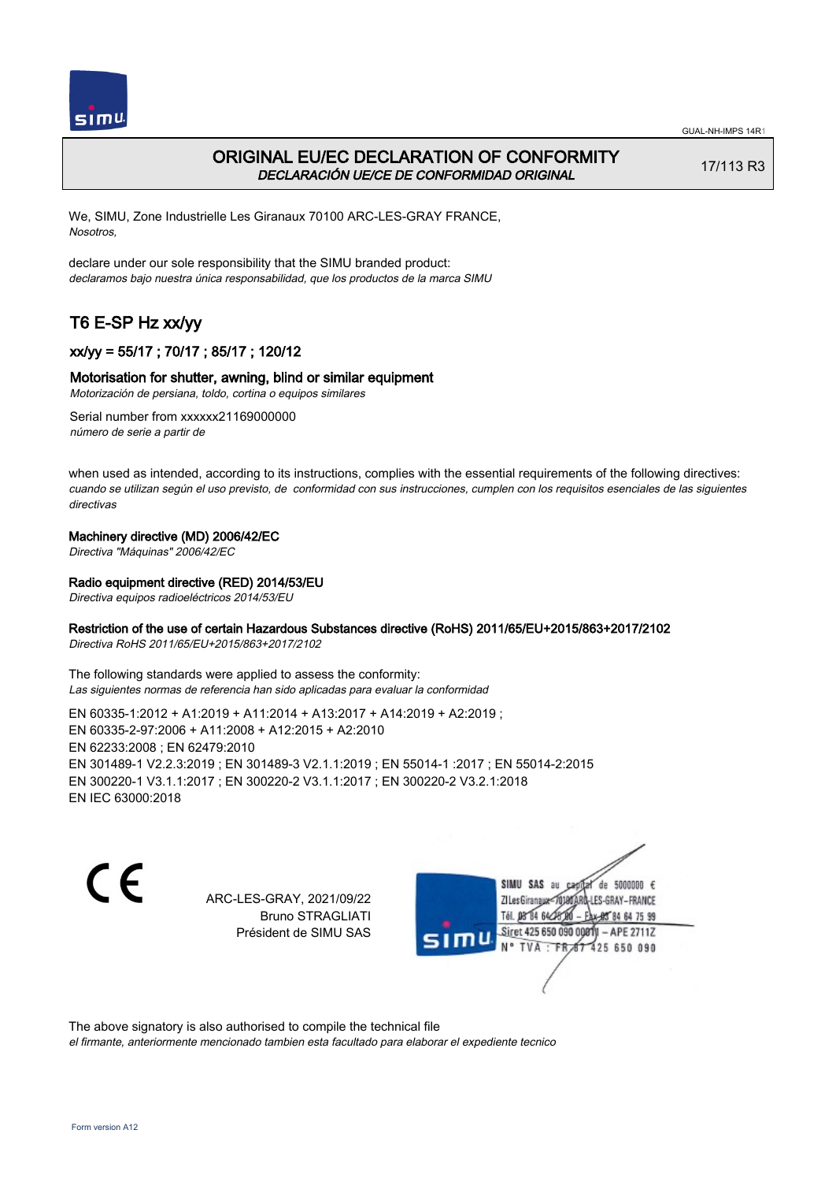# ORIGINAL EU/EC DECLARATION OF CONFORMITY

*DECLARACIÓN UE/CE DE CONFORMIDAD ORIGINAL*

17/113 R3

We, SIMU, Zone Industrielle Les Giranaux 70100 ARC-LES-GRAY FRANCE,
*Nosotros,*

declare under our sole responsibility that the SIMU branded product:
*declaramos bajo nuestra única responsabilidad, que los productos de la marca SIMU*

## T6 E-SP Hz xx/yy

### xx/yy = 55/17 ; 70/17 ; 85/17 ; 120/12

### Motorisation for shutter, awning, blind or similar equipment

*Motorización de persiana, toldo, cortina o equipos similares*

Serial number from xxxxxx21169000000
*número de serie a partir de*

when used as intended, according to its instructions, complies with the essential requirements of the following directives:
*cuando se utilizan según el uso previsto, de conformidad con sus instrucciones, cumplen con los requisitos esenciales de las siguientes directivas*

**Machinery directive (MD) 2006/42/EC**
*Directiva "Máquinas" 2006/42/EC*

**Radio equipment directive (RED) 2014/53/EU**
*Directiva equipos radioeléctricos 2014/53/EU*

**Restriction of the use of certain Hazardous Substances directive (RoHS) 2011/65/EU+2015/863+2017/2102**
*Directiva RoHS 2011/65/EU+2015/863+2017/2102*

The following standards were applied to assess the conformity:
*Las siguientes normas de referencia han sido aplicadas para evaluar la conformidad*

EN 60335-1:2012 + A1:2019 + A11:2014 + A13:2017 + A14:2019 + A2:2019 ;
EN 60335-2-97:2006 + A11:2008 + A12:2015 + A2:2010
EN 62233:2008 ; EN 62479:2010
EN 301489-1 V2.2.3:2019 ; EN 301489-3 V2.1.1:2019 ; EN 55014-1 :2017 ; EN 55014-2:2015
EN 300220-1 V3.1.1:2017 ; EN 300220-2 V3.1.1:2017 ; EN 300220-2 V3.2.1:2018
EN IEC 63000:2018

ARC-LES-GRAY, 2021/09/22
Bruno STRAGLIATI
Président de SIMU SAS

SIMU SAS au capital de 5000000 €
ZI Les Giranaux - 70100 ARC-LES-GRAY - FRANCE
Tél. 03 84 64 75 00 - Fax 03 84 64 75 99
Siret 425 650 090 00011 - APE 2711Z
N° TVA : FR 87 425 650 090

The above signatory is also authorised to compile the technical file
*el firmante, anteriormente mencionado tambien esta facultado para elaborar el expediente tecnico*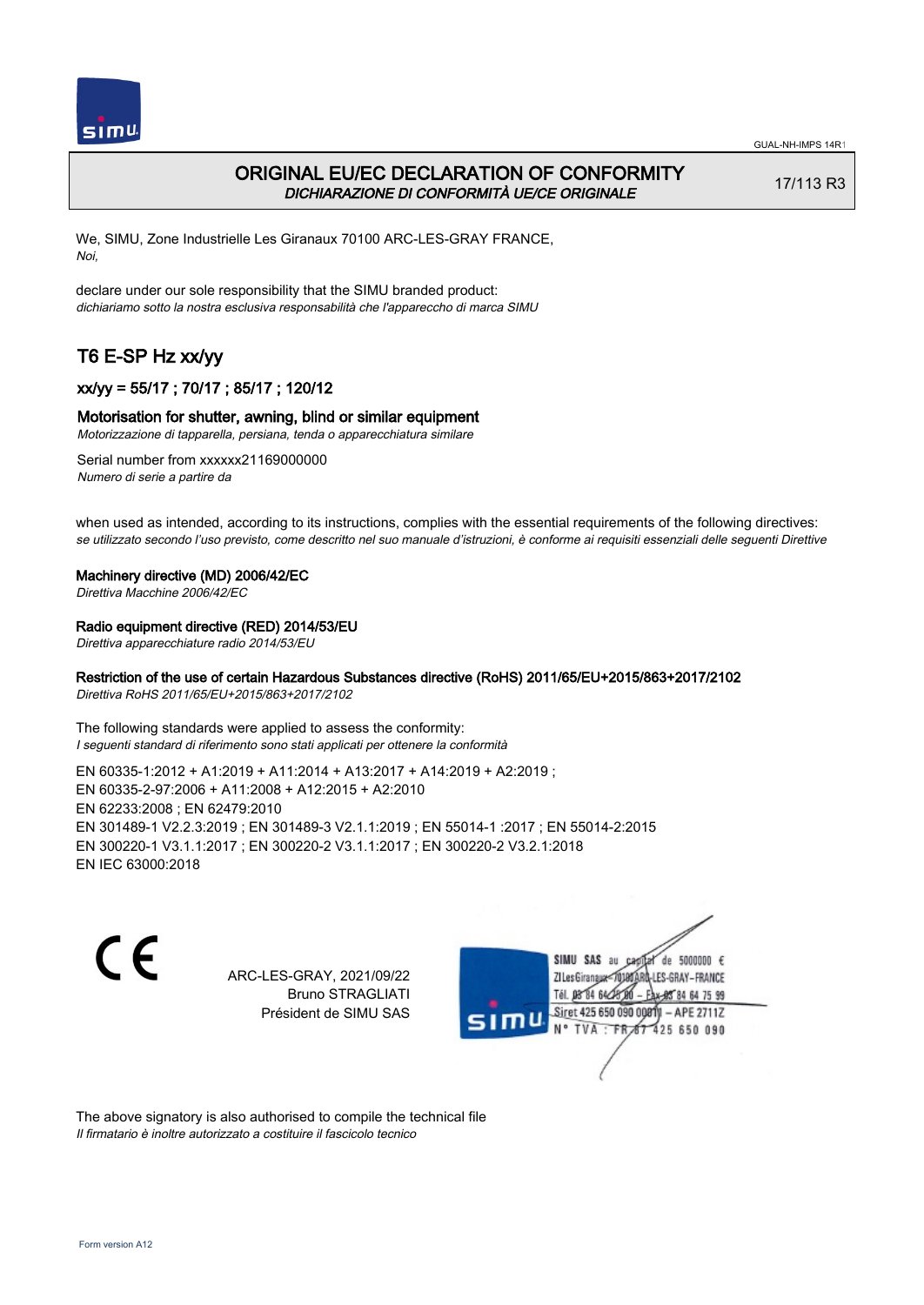# ORIGINAL EU/EC DECLARATION OF CONFORMITY

*DICHIARAZIONE DI CONFORMITÀ UE/CE ORIGINALE*

17/113 R3

We, SIMU, Zone Industrielle Les Giranaux 70100 ARC-LES-GRAY FRANCE,
*Noi,*

declare under our sole responsibility that the SIMU branded product:
*dichiariamo sotto la nostra esclusiva responsabilità che l'apparecchio di marca SIMU*

## T6 E-SP Hz xx/yy

### xx/yy = 55/17 ; 70/17 ; 85/17 ; 120/12

### Motorisation for shutter, awning, blind or similar equipment

*Motorizzazione di tapparella, persiana, tenda o apparecchiatura similare*

Serial number from xxxxxx21169000000
*Numero di serie a partire da*

when used as intended, according to its instructions, complies with the essential requirements of the following directives:
*se utilizzato secondo l'uso previsto, come descritto nel suo manuale d'istruzioni, è conforme ai requisiti essenziali delle seguenti Direttive*

**Machinery directive (MD) 2006/42/EC**
*Direttiva Macchine 2006/42/EC*

**Radio equipment directive (RED) 2014/53/EU**
*Direttiva apparecchiature radio 2014/53/EU*

**Restriction of the use of certain Hazardous Substances directive (RoHS) 2011/65/EU+2015/863+2017/2102**
*Direttiva RoHS 2011/65/EU+2015/863+2017/2102*

The following standards were applied to assess the conformity:
*I seguenti standard di riferimento sono stati applicati per ottenere la conformità*

EN 60335-1:2012 + A1:2019 + A11:2014 + A13:2017 + A14:2019 + A2:2019 ;
EN 60335-2-97:2006 + A11:2008 + A12:2015 + A2:2010
EN 62233:2008 ; EN 62479:2010
EN 301489-1 V2.2.3:2019 ; EN 301489-3 V2.1.1:2019 ; EN 55014-1 :2017 ; EN 55014-2:2015
EN 300220-1 V3.1.1:2017 ; EN 300220-2 V3.1.1:2017 ; EN 300220-2 V3.2.1:2018
EN IEC 63000:2018

CE

ARC-LES-GRAY, 2021/09/22
Bruno STRAGLIATI
Président de SIMU SAS

SIMU SAS au capital de 5000000 €
ZI Les Giranaux 70100 ARC-LES-GRAY-FRANCE
Tél. 03 84 64 75 00 – Fax 03 84 64 75 99
Siret 425 650 090 00011 – APE 2711Z
N° TVA : FR 67 425 650 090

The above signatory is also authorised to compile the technical file
*Il firmatario è inoltre autorizzato a costituire il fascicolo tecnico*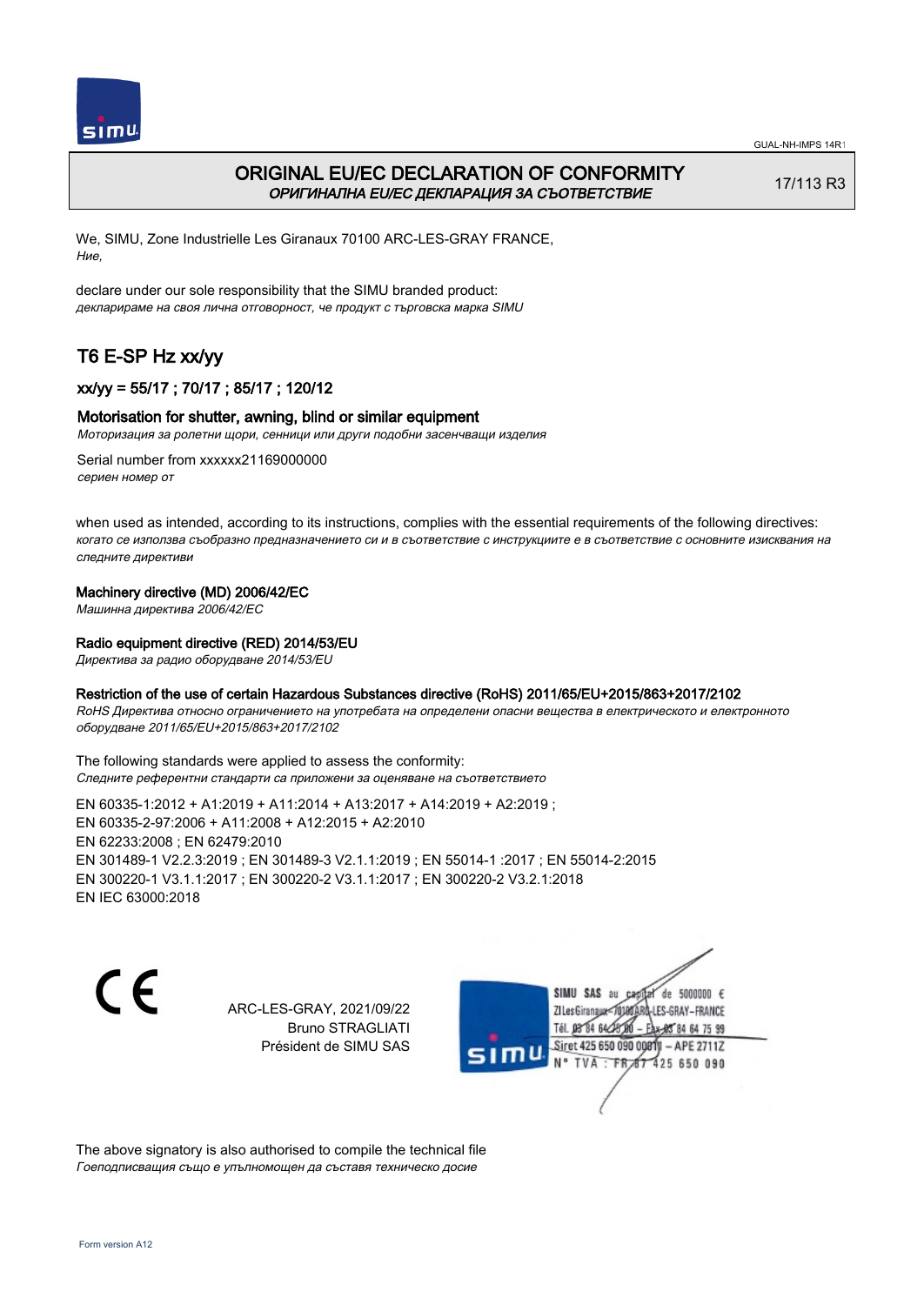# ORIGINAL EU/EC DECLARATION OF CONFORMITY
*ОРИГИНАЛНА EU/EC ДЕКЛАРАЦИЯ ЗА СЪОТВЕТСТВИЕ*

17/113 R3

We, SIMU, Zone Industrielle Les Giranaux 70100 ARC-LES-GRAY FRANCE,
*Ние,*

declare under our sole responsibility that the SIMU branded product:
*декларираме на своя лична отговорност, че продукт с търговска марка SIMU*

## T6 E-SP Hz xx/yy

### xx/yy = 55/17 ; 70/17 ; 85/17 ; 120/12

### Motorisation for shutter, awning, blind or similar equipment
*Моторизация за ролетни щори, сенници или други подобни засенчващи изделия*

Serial number from xxxxxx21169000000
*сериен номер от*

when used as intended, according to its instructions, complies with the essential requirements of the following directives:
*когато се използва съобразно предназначението си и в съответствие с инструкциите е в съответствие с основните изисквания на следните директиви*

**Machinery directive (MD) 2006/42/EC**
*Машинна директива 2006/42/EC*

**Radio equipment directive (RED) 2014/53/EU**
*Директива за радио оборудване 2014/53/EU*

**Restriction of the use of certain Hazardous Substances directive (RoHS) 2011/65/EU+2015/863+2017/2102**
*RoHS Директива относно ограничението на употребата на определени опасни вещества в електрическото и електронното оборудване 2011/65/EU+2015/863+2017/2102*

The following standards were applied to assess the conformity:
*Следните референтни стандарти са приложени за оценяване на съответствието*

EN 60335-1:2012 + A1:2019 + A11:2014 + A13:2017 + A14:2019 + A2:2019 ;
EN 60335-2-97:2006 + A11:2008 + A12:2015 + A2:2010
EN 62233:2008 ; EN 62479:2010
EN 301489-1 V2.2.3:2019 ; EN 301489-3 V2.1.1:2019 ; EN 55014-1 :2017 ; EN 55014-2:2015
EN 300220-1 V3.1.1:2017 ; EN 300220-2 V3.1.1:2017 ; EN 300220-2 V3.2.1:2018
EN IEC 63000:2018

CE

ARC-LES-GRAY, 2021/09/22
Bruno STRAGLIATI
Président de SIMU SAS

SIMU SAS au capital de 5000000 €
ZI Les Giranaux 70100 ARC-LES-GRAY-FRANCE
Tél. 03 84 64 75 00 – Fax 03 84 64 75 99
Siret 425 650 090 00011 – APE 2711Z
N° TVA : FR 67 425 650 090

The above signatory is also authorised to compile the technical file
*Гоеподписващия също е упълномощен да съставя техническо досие*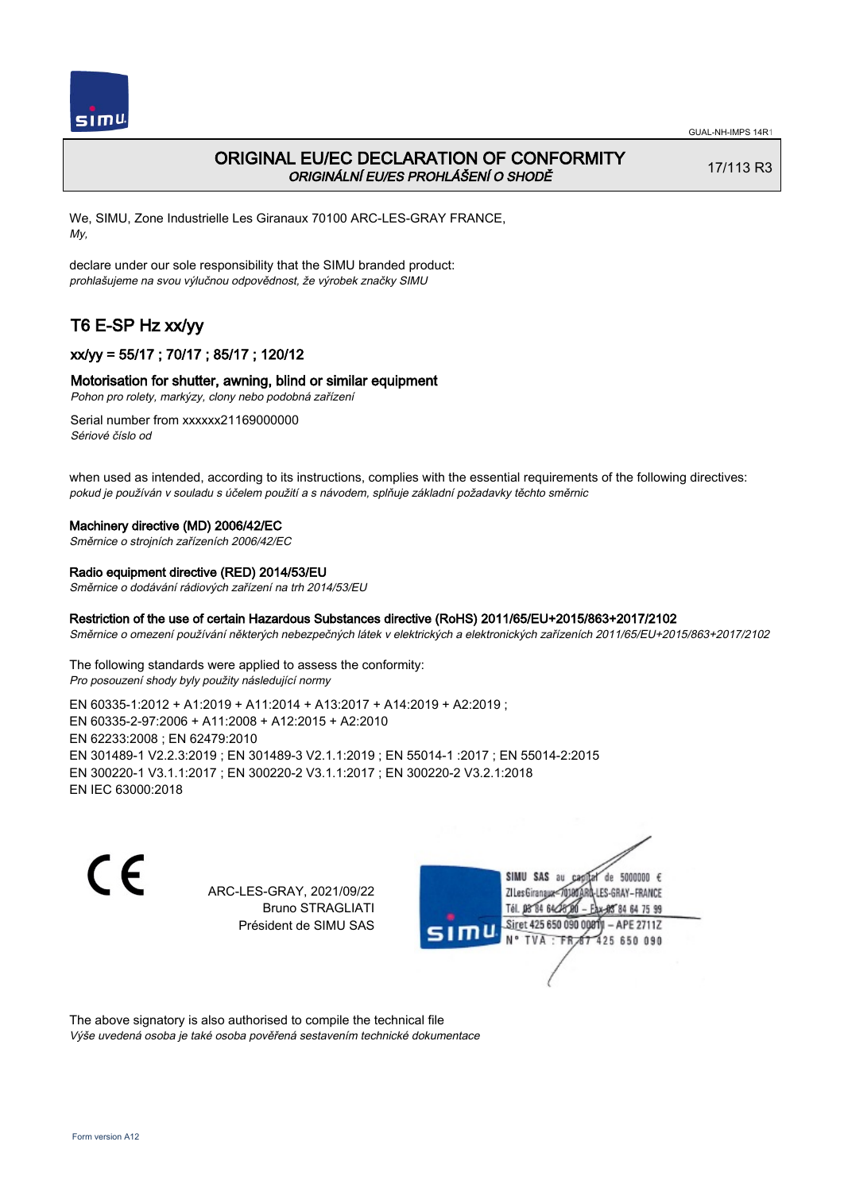# ORIGINAL EU/EC DECLARATION OF CONFORMITY
*ORIGINÁLNÍ EU/ES PROHLÁŠENÍ O SHODĚ*

17/113 R3

We, SIMU, Zone Industrielle Les Giranaux 70100 ARC-LES-GRAY FRANCE,
*My,*

declare under our sole responsibility that the SIMU branded product:
*prohlašujeme na svou výlučnou odpovědnost, že výrobek značky SIMU*

## T6 E-SP Hz xx/yy

### xx/yy = 55/17 ; 70/17 ; 85/17 ; 120/12

### Motorisation for shutter, awning, blind or similar equipment
*Pohon pro rolety, markýzy, clony nebo podobná zařízení*

Serial number from xxxxxx21169000000
*Sériové číslo od*

when used as intended, according to its instructions, complies with the essential requirements of the following directives:
*pokud je používán v souladu s účelem použití a s návodem, splňuje základní požadavky těchto směrnic*

**Machinery directive (MD) 2006/42/EC**
*Směrnice o strojních zařízeních 2006/42/EC*

**Radio equipment directive (RED) 2014/53/EU**
*Směrnice o dodávání rádiových zařízení na trh 2014/53/EU*

**Restriction of the use of certain Hazardous Substances directive (RoHS) 2011/65/EU+2015/863+2017/2102**
*Směrnice o omezení používání některých nebezpečných látek v elektrických a elektronických zařízeních 2011/65/EU+2015/863+2017/2102*

The following standards were applied to assess the conformity:
*Pro posouzení shody byly použity následující normy*

EN 60335-1:2012 + A1:2019 + A11:2014 + A13:2017 + A14:2019 + A2:2019 ;
EN 60335-2-97:2006 + A11:2008 + A12:2015 + A2:2010
EN 62233:2008 ; EN 62479:2010
EN 301489-1 V2.2.3:2019 ; EN 301489-3 V2.1.1:2019 ; EN 55014-1 :2017 ; EN 55014-2:2015
EN 300220-1 V3.1.1:2017 ; EN 300220-2 V3.1.1:2017 ; EN 300220-2 V3.2.1:2018
EN IEC 63000:2018

ARC-LES-GRAY, 2021/09/22
Bruno STRAGLIATI
Président de SIMU SAS

SIMU SAS au capital de 5000000 €
ZI Les Giranaux 70100 ARC-LES-GRAY-FRANCE
Tél. 03 84 64 75 00 – Fax 03 84 64 75 99
Siret 425 650 090 00011 – APE 2711Z
N° TVA : FR 67 425 650 090

The above signatory is also authorised to compile the technical file
*Výše uvedená osoba je také osoba pověřená sestavením technické dokumentace*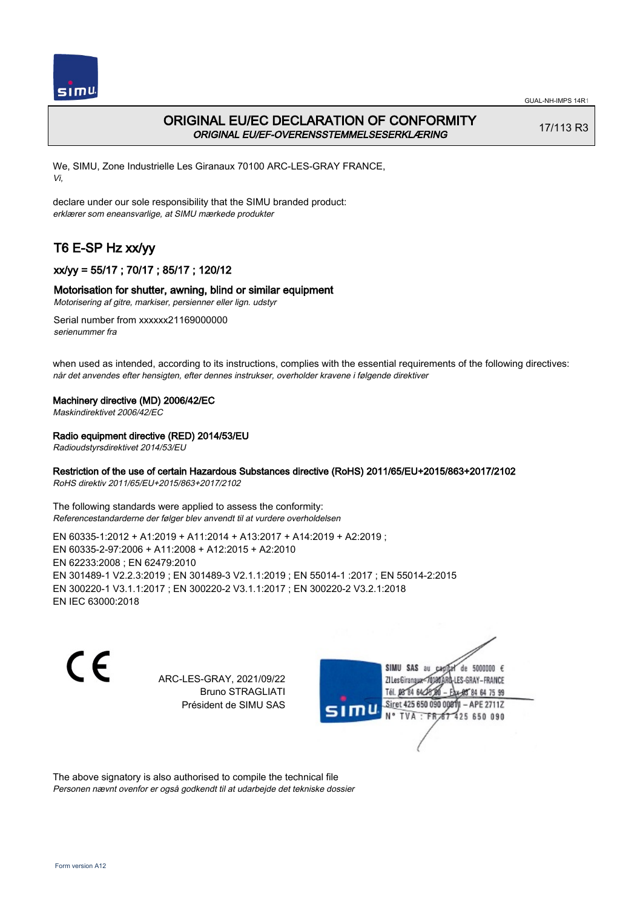# ORIGINAL EU/EC DECLARATION OF CONFORMITY

*ORIGINAL EU/EF-OVERENSSTEMMELSESERKLÆRING*

17/113 R3

We, SIMU, Zone Industrielle Les Giranaux 70100 ARC-LES-GRAY FRANCE,
*Vi,*

declare under our sole responsibility that the SIMU branded product:
*erklærer som eneansvarlige, at SIMU mærkede produkter*

## T6 E-SP Hz xx/yy

### xx/yy = 55/17 ; 70/17 ; 85/17 ; 120/12

### Motorisation for shutter, awning, blind or similar equipment

*Motorisering af gitre, markiser, persienner eller lign. udstyr*

Serial number from xxxxxx21169000000
*serienummer fra*

when used as intended, according to its instructions, complies with the essential requirements of the following directives:
*når det anvendes efter hensigten, efter dennes instrukser, overholder kravene i følgende direktiver*

**Machinery directive (MD) 2006/42/EC**
*Maskindirektivet 2006/42/EC*

**Radio equipment directive (RED) 2014/53/EU**
*Radioudstyrsdirektivet 2014/53/EU*

**Restriction of the use of certain Hazardous Substances directive (RoHS) 2011/65/EU+2015/863+2017/2102**
*RoHS direktiv 2011/65/EU+2015/863+2017/2102*

The following standards were applied to assess the conformity:
*Referencestandarderne der følger blev anvendt til at vurdere overholdelsen*

EN 60335-1:2012 + A1:2019 + A11:2014 + A13:2017 + A14:2019 + A2:2019 ;
EN 60335-2-97:2006 + A11:2008 + A12:2015 + A2:2010
EN 62233:2008 ; EN 62479:2010
EN 301489-1 V2.2.3:2019 ; EN 301489-3 V2.1.1:2019 ; EN 55014-1 :2017 ; EN 55014-2:2015
EN 300220-1 V3.1.1:2017 ; EN 300220-2 V3.1.1:2017 ; EN 300220-2 V3.2.1:2018
EN IEC 63000:2018

CE

ARC-LES-GRAY, 2021/09/22
Bruno STRAGLIATI
Président de SIMU SAS

SIMU SAS au capital de 5000000 €
ZI Les Giranaux 70100 ARC-LES-GRAY-FRANCE
Tél. 03 84 64 75 00 – Fax 03 84 64 75 99
Siret 425 650 090 00011 – APE 2711Z
N° TVA : FR 67 425 650 090

The above signatory is also authorised to compile the technical file
*Personen nævnt ovenfor er også godkendt til at udarbejde det tekniske dossier*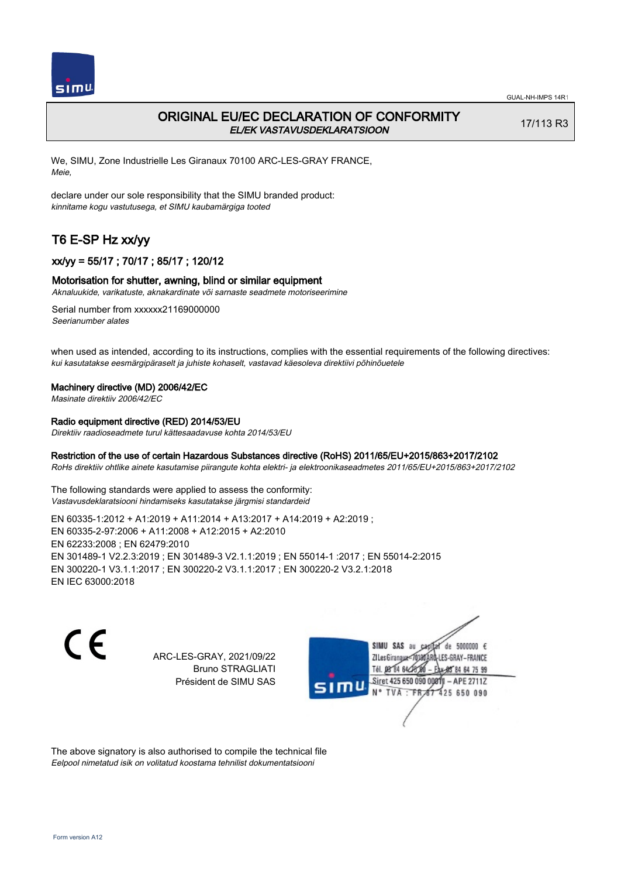# ORIGINAL EU/EC DECLARATION OF CONFORMITY

*EL/EK VASTAVUSDEKLARATSIOON*

17/113 R3

We, SIMU, Zone Industrielle Les Giranaux 70100 ARC-LES-GRAY FRANCE,
*Meie,*

declare under our sole responsibility that the SIMU branded product:
*kinnitame kogu vastutusega, et SIMU kaubamärgiga tooted*

## T6 E-SP Hz xx/yy

### xx/yy = 55/17 ; 70/17 ; 85/17 ; 120/12

### Motorisation for shutter, awning, blind or similar equipment

*Aknaluukide, varikatuste, aknakardinate või sarnaste seadmete motoriseerimine*

Serial number from xxxxxx21169000000
*Seerianumber alates*

when used as intended, according to its instructions, complies with the essential requirements of the following directives:
*kui kasutatakse eesmärgipäraselt ja juhiste kohaselt, vastavad käesoleva direktiivi põhinõuetele*

**Machinery directive (MD) 2006/42/EC**
*Masinate direktiiv 2006/42/EC*

**Radio equipment directive (RED) 2014/53/EU**
*Direktiiv raadioseadmete turul kättesaadavuse kohta 2014/53/EU*

**Restriction of the use of certain Hazardous Substances directive (RoHS) 2011/65/EU+2015/863+2017/2102**
*RoHs direktiiv ohtlike ainete kasutamise piirangute kohta elektri- ja elektroonikaseadmetes 2011/65/EU+2015/863+2017/2102*

The following standards were applied to assess the conformity:
*Vastavusdeklaratsiooni hindamiseks kasutatakse järgmisi standardeid*

EN 60335-1:2012 + A1:2019 + A11:2014 + A13:2017 + A14:2019 + A2:2019 ;
EN 60335-2-97:2006 + A11:2008 + A12:2015 + A2:2010
EN 62233:2008 ; EN 62479:2010
EN 301489-1 V2.2.3:2019 ; EN 301489-3 V2.1.1:2019 ; EN 55014-1 :2017 ; EN 55014-2:2015
EN 300220-1 V3.1.1:2017 ; EN 300220-2 V3.1.1:2017 ; EN 300220-2 V3.2.1:2018
EN IEC 63000:2018

ARC-LES-GRAY, 2021/09/22
Bruno STRAGLIATI
Président de SIMU SAS

SIMU SAS au capital de 5000000 €
ZI Les Giranaux 70100 ARC-LES-GRAY-FRANCE
Tél. 03 84 64 75 00 – Fax 03 84 64 75 99
Siret 425 650 090 00011 – APE 2711Z
N° TVA : FR 67 425 650 090

The above signatory is also authorised to compile the technical file
*Eelpool nimetatud isik on volitatud koostama tehnilist dokumentatsiooni*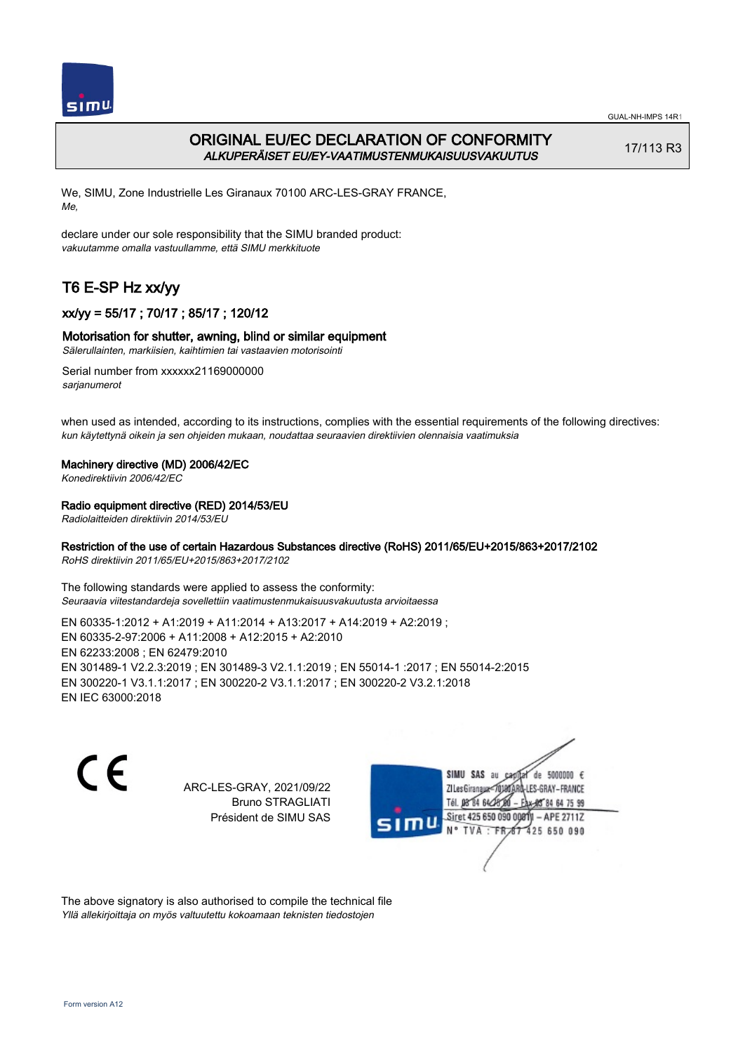# ORIGINAL EU/EC DECLARATION OF CONFORMITY
*ALKUPERÄISET EU/EY-VAATIMUSTENMUKAISUUSVAKUUTUS*

17/113 R3

We, SIMU, Zone Industrielle Les Giranaux 70100 ARC-LES-GRAY FRANCE,
*Me,*

declare under our sole responsibility that the SIMU branded product:
*vakuutamme omalla vastuullamme, että SIMU merkkituote*

## T6 E-SP Hz xx/yy

### xx/yy = 55/17 ; 70/17 ; 85/17 ; 120/12

### Motorisation for shutter, awning, blind or similar equipment
*Sälerullainten, markiisien, kaihtimien tai vastaavien motorisointi*

Serial number from xxxxxx21169000000
*sarjanumerot*

when used as intended, according to its instructions, complies with the essential requirements of the following directives:
*kun käytettynä oikein ja sen ohjeiden mukaan, noudattaa seuraavien direktiivien olennaisia vaatimuksia*

**Machinery directive (MD) 2006/42/EC**
*Konedirektiivin 2006/42/EC*

**Radio equipment directive (RED) 2014/53/EU**
*Radiolaitteiden direktiivin 2014/53/EU*

**Restriction of the use of certain Hazardous Substances directive (RoHS) 2011/65/EU+2015/863+2017/2102**
*RoHS direktiivin 2011/65/EU+2015/863+2017/2102*

The following standards were applied to assess the conformity:
*Seuraavia viitestandardeja sovellettiin vaatimustenmukaisuusvakuutusta arvioitaessa*

EN 60335-1:2012 + A1:2019 + A11:2014 + A13:2017 + A14:2019 + A2:2019 ;
EN 60335-2-97:2006 + A11:2008 + A12:2015 + A2:2010
EN 62233:2008 ; EN 62479:2010
EN 301489-1 V2.2.3:2019 ; EN 301489-3 V2.1.1:2019 ; EN 55014-1 :2017 ; EN 55014-2:2015
EN 300220-1 V3.1.1:2017 ; EN 300220-2 V3.1.1:2017 ; EN 300220-2 V3.2.1:2018
EN IEC 63000:2018

CE

ARC-LES-GRAY, 2021/09/22
Bruno STRAGLIATI
Président de SIMU SAS

SIMU SAS au capital de 5000000 €
ZI Les Giranaux 70100 ARC-LES-GRAY-FRANCE
Tél. 03 84 64 75 00 – Fax 03 84 64 75 99
Siret 425 650 090 00011 – APE 2711Z
N° TVA : FR 67 425 650 090

The above signatory is also authorised to compile the technical file
*Yllä allekirjoittaja on myös valtuutettu kokoamaan teknisten tiedostojen*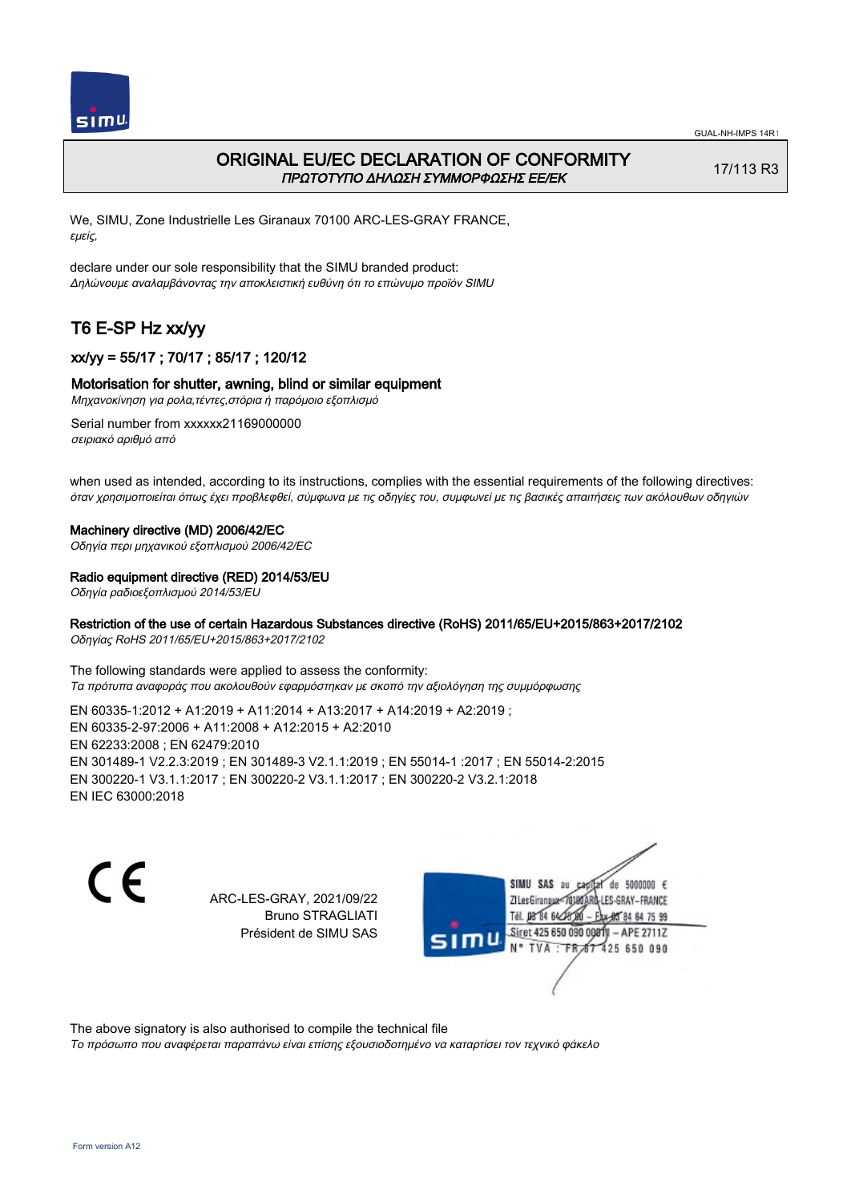# ORIGINAL EU/EC DECLARATION OF CONFORMITY
*ΠΡΩΤΟΤΥΠΟ ΔΗΛΩΣΗ ΣΥΜΜΟΡΦΩΣΗΣ ΕΕ/ΕΚ*

17/113 R3

We, SIMU, Zone Industrielle Les Giranaux 70100 ARC-LES-GRAY FRANCE,
*εμείς,*

declare under our sole responsibility that the SIMU branded product:
*Δηλώνουμε αναλαμβάνοντας την αποκλειστική ευθύνη ότι το επώνυμο προϊόν SIMU*

## T6 E-SP Hz xx/yy

### xx/yy = 55/17 ; 70/17 ; 85/17 ; 120/12

### Motorisation for shutter, awning, blind or similar equipment
*Μηχανοκίνηση για ρολα,τέντες,στόρια ή παρόμοιο εξοπλισμό*

Serial number from xxxxxx21169000000
*σειριακό αριθμό από*

when used as intended, according to its instructions, complies with the essential requirements of the following directives:
*όταν χρησιμοποιείται όπως έχει προβλεφθεί, σύμφωνα με τις οδηγίες του, συμφωνεί με τις βασικές απαιτήσεις των ακόλουθων οδηγιών*

**Machinery directive (MD) 2006/42/EC**
*Οδηγία περι μηχανικού εξοπλισμού 2006/42/EC*

**Radio equipment directive (RED) 2014/53/EU**
*Οδηγία ραδιοεξοπλισμού 2014/53/EU*

**Restriction of the use of certain Hazardous Substances directive (RoHS) 2011/65/EU+2015/863+2017/2102**
*Οδηγίας RoHS 2011/65/EU+2015/863+2017/2102*

The following standards were applied to assess the conformity:
*Τα πρότυπα αναφοράς που ακολουθούν εφαρμόστηκαν με σκοπό την αξιολόγηση της συμμόρφωσης*

EN 60335-1:2012 + A1:2019 + A11:2014 + A13:2017 + A14:2019 + A2:2019 ;
EN 60335-2-97:2006 + A11:2008 + A12:2015 + A2:2010
EN 62233:2008 ; EN 62479:2010
EN 301489-1 V2.2.3:2019 ; EN 301489-3 V2.1.1:2019 ; EN 55014-1 :2017 ; EN 55014-2:2015
EN 300220-1 V3.1.1:2017 ; EN 300220-2 V3.1.1:2017 ; EN 300220-2 V3.2.1:2018
EN IEC 63000:2018

CE

ARC-LES-GRAY, 2021/09/22
Bruno STRAGLIATI
Président de SIMU SAS

SIMU SAS au capital de 5000000 €
ZI Les Giranaux 70100 ARC-LES-GRAY-FRANCE
Tél. 03 84 64 75 00 – Fax 03 84 64 75 99
Siret 425 650 090 00011 – APE 2711Z
N° TVA : FR 67 425 650 090

The above signatory is also authorised to compile the technical file
*Το πρόσωπο που αναφέρεται παραπάνω είναι επίσης εξουσιοδοτημένο να καταρτίσει τον τεχνικό φάκελο*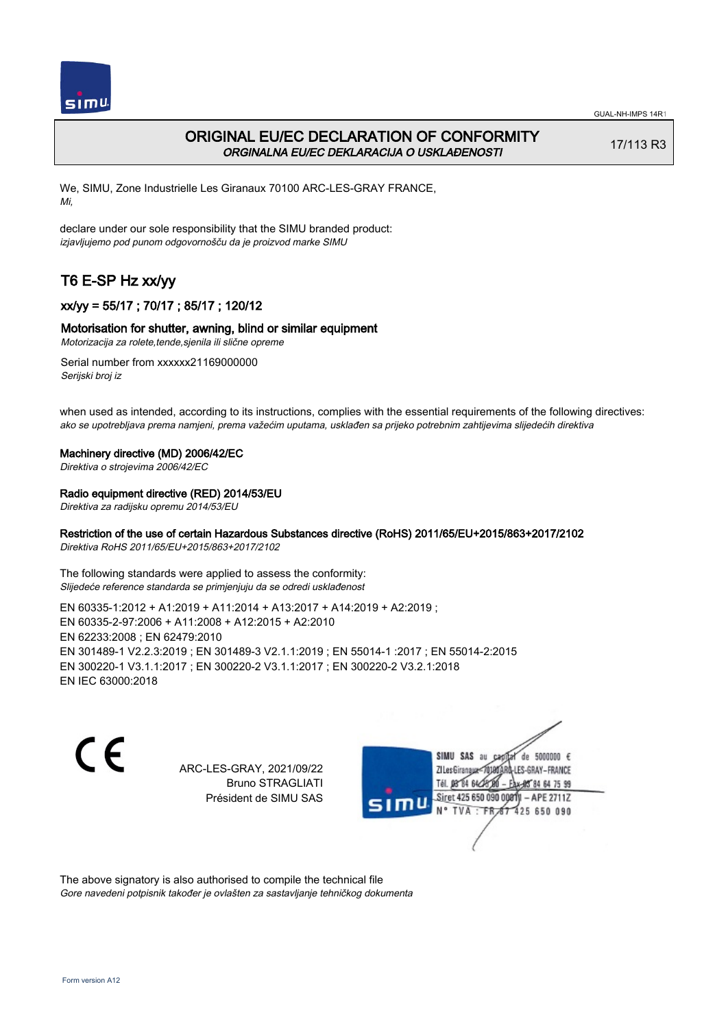# ORIGINAL EU/EC DECLARATION OF CONFORMITY

*ORGINALNA EU/EC DEKLARACIJA O USKLAĐENOSTI*

17/113 R3

We, SIMU, Zone Industrielle Les Giranaux 70100 ARC-LES-GRAY FRANCE,
*Mi,*

declare under our sole responsibility that the SIMU branded product:
*izjavljujemo pod punom odgovornošču da je proizvod marke SIMU*

## T6 E-SP Hz xx/yy

### xx/yy = 55/17 ; 70/17 ; 85/17 ; 120/12

### Motorisation for shutter, awning, blind or similar equipment

*Motorizacija za rolete,tende,sjenila ili slične opreme*

Serial number from xxxxxx21169000000
*Serijski broj iz*

when used as intended, according to its instructions, complies with the essential requirements of the following directives:
*ako se upotrebljava prema namjeni, prema važećim uputama, usklađen sa prijeko potrebnim zahtijevima slijedećih direktiva*

**Machinery directive (MD) 2006/42/EC**
*Direktiva o strojevima 2006/42/EC*

**Radio equipment directive (RED) 2014/53/EU**
*Direktiva za radijsku opremu 2014/53/EU*

**Restriction of the use of certain Hazardous Substances directive (RoHS) 2011/65/EU+2015/863+2017/2102**
*Direktiva RoHS 2011/65/EU+2015/863+2017/2102*

The following standards were applied to assess the conformity:
*Slijedeće reference standarda se primjenjuju da se odredi usklađenost*

EN 60335-1:2012 + A1:2019 + A11:2014 + A13:2017 + A14:2019 + A2:2019 ;
EN 60335-2-97:2006 + A11:2008 + A12:2015 + A2:2010
EN 62233:2008 ; EN 62479:2010
EN 301489-1 V2.2.3:2019 ; EN 301489-3 V2.1.1:2019 ; EN 55014-1 :2017 ; EN 55014-2:2015
EN 300220-1 V3.1.1:2017 ; EN 300220-2 V3.1.1:2017 ; EN 300220-2 V3.2.1:2018
EN IEC 63000:2018

CE

ARC-LES-GRAY, 2021/09/22
Bruno STRAGLIATI
Président de SIMU SAS

SIMU SAS au capital de 5000000 €
ZI Les Giranaux 70100 ARC-LES-GRAY-FRANCE
Tél. 03 84 64 78 00 – Fax 03 84 64 75 99
Siret 425 650 090 00011 – APE 2711Z
N° TVA : FR 67 425 650 090

The above signatory is also authorised to compile the technical file
*Gore navedeni potpisnik također je ovlašten za sastavljanje tehničkog dokumenta*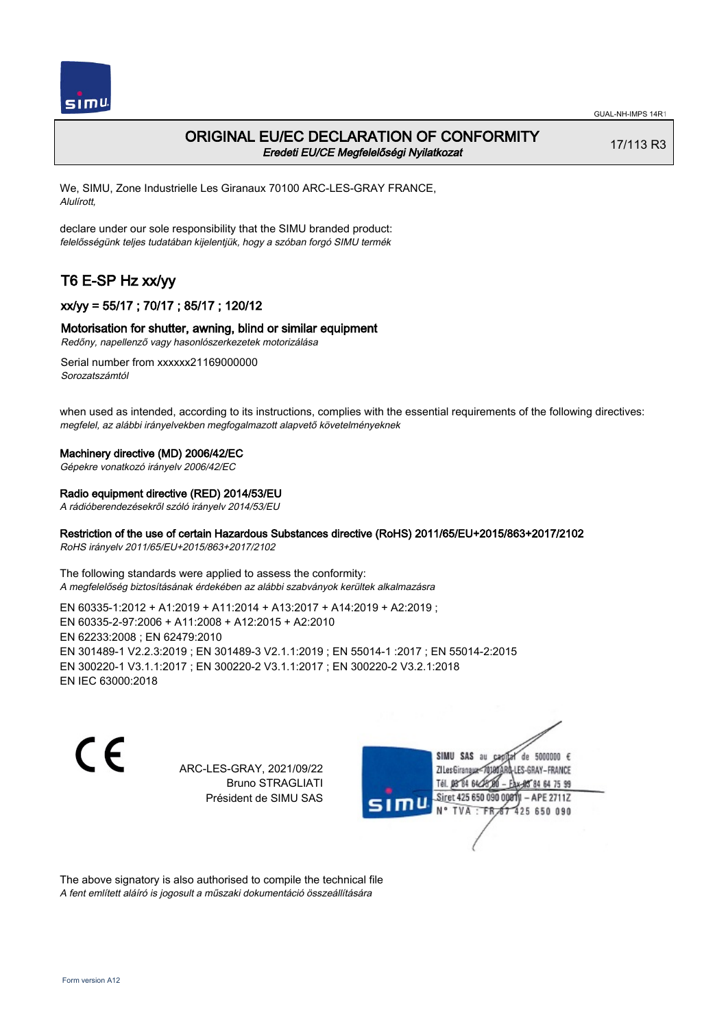# ORIGINAL EU/EC DECLARATION OF CONFORMITY

*Eredeti EU/CE Megfelelőségi Nyilatkozat*

17/113 R3

We, SIMU, Zone Industrielle Les Giranaux 70100 ARC-LES-GRAY FRANCE,
*Alulírott,*

declare under our sole responsibility that the SIMU branded product:
*felelősségünk teljes tudatában kijelentjük, hogy a szóban forgó SIMU termék*

## T6 E-SP Hz xx/yy

### xx/yy = 55/17 ; 70/17 ; 85/17 ; 120/12

### Motorisation for shutter, awning, blind or similar equipment

*Redőny, napellenző vagy hasonlószerkezetek motorizálása*

Serial number from xxxxxx21169000000
*Sorozatszámtól*

when used as intended, according to its instructions, complies with the essential requirements of the following directives:
*megfelel, az alábbi irányelvekben megfogalmazott alapvető követelményeknek*

**Machinery directive (MD) 2006/42/EC**
*Gépekre vonatkozó irányelv 2006/42/EC*

**Radio equipment directive (RED) 2014/53/EU**
*A rádióberendezésekről szóló irányelv 2014/53/EU*

**Restriction of the use of certain Hazardous Substances directive (RoHS) 2011/65/EU+2015/863+2017/2102**
*RoHS irányelv 2011/65/EU+2015/863+2017/2102*

The following standards were applied to assess the conformity:
*A megfelelőség biztosításának érdekében az alábbi szabványok kerültek alkalmazásra*

EN 60335-1:2012 + A1:2019 + A11:2014 + A13:2017 + A14:2019 + A2:2019 ;
EN 60335-2-97:2006 + A11:2008 + A12:2015 + A2:2010
EN 62233:2008 ; EN 62479:2010
EN 301489-1 V2.2.3:2019 ; EN 301489-3 V2.1.1:2019 ; EN 55014-1 :2017 ; EN 55014-2:2015
EN 300220-1 V3.1.1:2017 ; EN 300220-2 V3.1.1:2017 ; EN 300220-2 V3.2.1:2018
EN IEC 63000:2018

ARC-LES-GRAY, 2021/09/22
Bruno STRAGLIATI
Président de SIMU SAS

SIMU SAS au capital de 5000000 €
ZI Les Giranaux 70100 ARC-LES-GRAY-FRANCE
Tél. 03 84 64 75 00 – Fax 03 84 64 75 99
Siret 425 650 090 00011 – APE 2711Z
N° TVA : FR 67 425 650 090

The above signatory is also authorised to compile the technical file
*A fent említett aláíró is jogosult a műszaki dokumentáció összeállítására*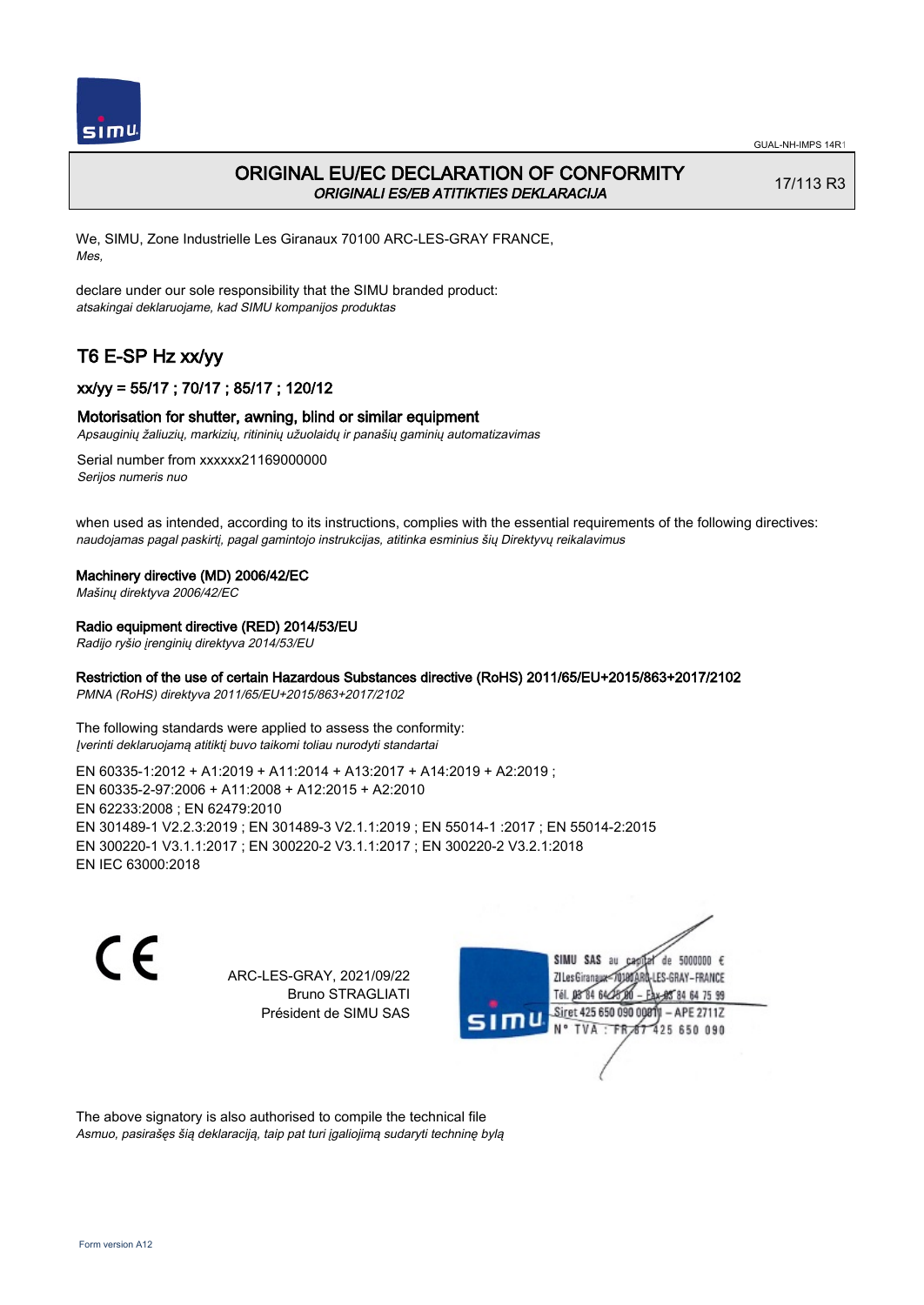# ORIGINAL EU/EC DECLARATION OF CONFORMITY

*ORIGINALI ES/EB ATITIKTIES DEKLARACIJA*

17/113 R3

We, SIMU, Zone Industrielle Les Giranaux 70100 ARC-LES-GRAY FRANCE,
*Mes,*

declare under our sole responsibility that the SIMU branded product:
*atsakingai deklaruojame, kad SIMU kompanijos produktas*

## T6 E-SP Hz xx/yy

### xx/yy = 55/17 ; 70/17 ; 85/17 ; 120/12

### Motorisation for shutter, awning, blind or similar equipment

*Apsauginių žaliuzių, markizių, ritininių užuolaidų ir panašių gaminių automatizavimas*

Serial number from xxxxxx21169000000
*Serijos numeris nuo*

when used as intended, according to its instructions, complies with the essential requirements of the following directives:
*naudojamas pagal paskirtį, pagal gamintojo instrukcijas, atitinka esminius šių Direktyvų reikalavimus*

**Machinery directive (MD) 2006/42/EC**
*Mašinų direktyva 2006/42/EC*

**Radio equipment directive (RED) 2014/53/EU**
*Radijo ryšio įrenginių direktyva 2014/53/EU*

**Restriction of the use of certain Hazardous Substances directive (RoHS) 2011/65/EU+2015/863+2017/2102**
*PMNA (RoHS) direktyva 2011/65/EU+2015/863+2017/2102*

The following standards were applied to assess the conformity:
*Įverinti deklaruojamą atitiktį buvo taikomi toliau nurodyti standartai*

EN 60335-1:2012 + A1:2019 + A11:2014 + A13:2017 + A14:2019 + A2:2019 ;
EN 60335-2-97:2006 + A11:2008 + A12:2015 + A2:2010
EN 62233:2008 ; EN 62479:2010
EN 301489-1 V2.2.3:2019 ; EN 301489-3 V2.1.1:2019 ; EN 55014-1 :2017 ; EN 55014-2:2015
EN 300220-1 V3.1.1:2017 ; EN 300220-2 V3.1.1:2017 ; EN 300220-2 V3.2.1:2018
EN IEC 63000:2018

ARC-LES-GRAY, 2021/09/22
Bruno STRAGLIATI
Président de SIMU SAS

SIMU SAS au capital de 5000000 €
ZI Les Giranaux 70100 ARC-LES-GRAY-FRANCE
Tél. 03 84 64 75 00 – Fax 03 84 64 75 99
Siret 425 650 090 00011 – APE 2711Z
N° TVA : FR 67 425 650 090

The above signatory is also authorised to compile the technical file
*Asmuo, pasirašęs šią deklaraciją, taip pat turi įgaliojimą sudaryti techninę bylą*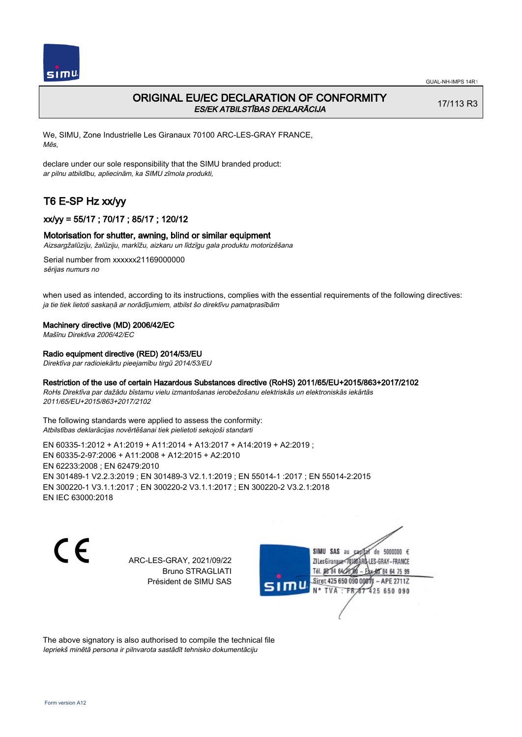# ORIGINAL EU/EC DECLARATION OF CONFORMITY
*ES/EK ATBILSTĪBAS DEKLARĀCIJA*

17/113 R3

We, SIMU, Zone Industrielle Les Giranaux 70100 ARC-LES-GRAY FRANCE,
*Mēs,*

declare under our sole responsibility that the SIMU branded product:
*ar pilnu atbildību, apliecinām, ka SIMU zīmola produkti,*

## T6 E-SP Hz xx/yy

### xx/yy = 55/17 ; 70/17 ; 85/17 ; 120/12

### Motorisation for shutter, awning, blind or similar equipment
*Aizsargžalūziju, žalūziju, markīžu, aizkaru un līdzīgu gala produktu motorizēšana*

Serial number from xxxxxx21169000000
*sērijas numurs no*

when used as intended, according to its instructions, complies with the essential requirements of the following directives:
*ja tie tiek lietoti saskaņā ar norādījumiem, atbilst šo direktīvu pamatprasībām*

**Machinery directive (MD) 2006/42/EC**
*Mašīnu Direktīva 2006/42/EC*

**Radio equipment directive (RED) 2014/53/EU**
*Direktīva par radioiekārtu pieejamību tirgū 2014/53/EU*

**Restriction of the use of certain Hazardous Substances directive (RoHS) 2011/65/EU+2015/863+2017/2102**
*RoHs Direktīva par dažādu bīstamu vielu izmantošanas ierobežošanu elektriskās un elektroniskās iekārtās 2011/65/EU+2015/863+2017/2102*

The following standards were applied to assess the conformity:
*Atbilstības deklarācijas novērtēšanai tiek pielietoti sekojoši standarti*

EN 60335-1:2012 + A1:2019 + A11:2014 + A13:2017 + A14:2019 + A2:2019 ;
EN 60335-2-97:2006 + A11:2008 + A12:2015 + A2:2010
EN 62233:2008 ; EN 62479:2010
EN 301489-1 V2.2.3:2019 ; EN 301489-3 V2.1.1:2019 ; EN 55014-1 :2017 ; EN 55014-2:2015
EN 300220-1 V3.1.1:2017 ; EN 300220-2 V3.1.1:2017 ; EN 300220-2 V3.2.1:2018
EN IEC 63000:2018

CE

ARC-LES-GRAY, 2021/09/22
Bruno STRAGLIATI
Président de SIMU SAS

SIMU SAS au capital de 5000000 €
ZI Les Giranaux 70100 ARC-LES-GRAY-FRANCE
Tél. 03 84 64 75 00 – Fax 03 84 64 75 99
Siret 425 650 090 00011 – APE 2711Z
N° TVA : FR 87 425 650 090

The above signatory is also authorised to compile the technical file
*Iepriekš minētā persona ir pilnvarota sastādīt tehnisko dokumentāciju*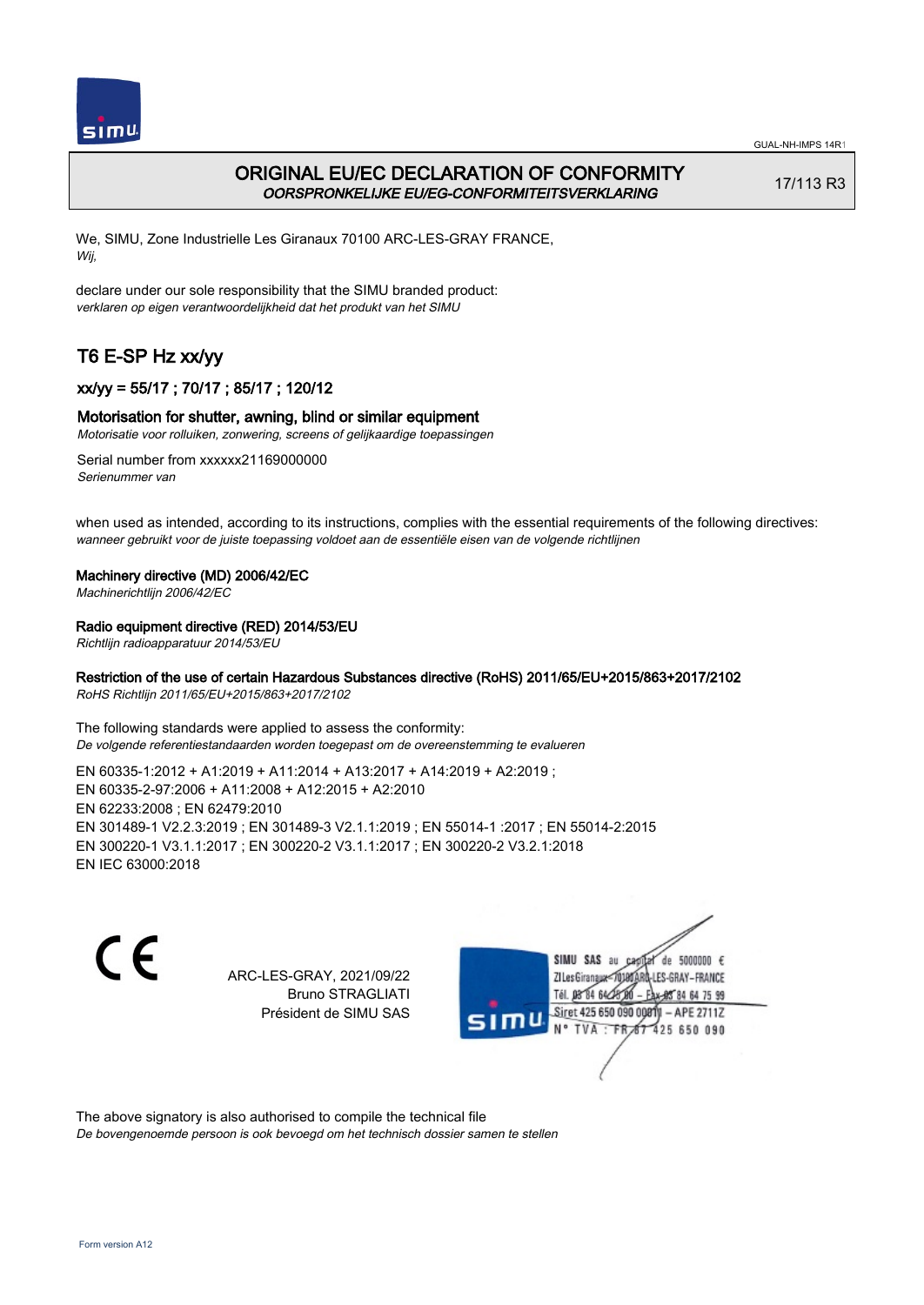# ORIGINAL EU/EC DECLARATION OF CONFORMITY

*OORSPRONKELIJKE EU/EG-CONFORMITEITSVERKLARING*

17/113 R3

We, SIMU, Zone Industrielle Les Giranaux 70100 ARC-LES-GRAY FRANCE,
*Wij,*

declare under our sole responsibility that the SIMU branded product:
*verklaren op eigen verantwoordelijkheid dat het produkt van het SIMU*

## T6 E-SP Hz xx/yy

### xx/yy = 55/17 ; 70/17 ; 85/17 ; 120/12

### Motorisation for shutter, awning, blind or similar equipment

*Motorisatie voor rolluiken, zonwering, screens of gelijkaardige toepassingen*

Serial number from xxxxxx21169000000
*Serienummer van*

when used as intended, according to its instructions, complies with the essential requirements of the following directives:
*wanneer gebruikt voor de juiste toepassing voldoet aan de essentiële eisen van de volgende richtlijnen*

**Machinery directive (MD) 2006/42/EC**
*Machinerichtlijn 2006/42/EC*

**Radio equipment directive (RED) 2014/53/EU**
*Richtlijn radioapparatuur 2014/53/EU*

**Restriction of the use of certain Hazardous Substances directive (RoHS) 2011/65/EU+2015/863+2017/2102**
*RoHS Richtlijn 2011/65/EU+2015/863+2017/2102*

The following standards were applied to assess the conformity:
*De volgende referentiestandaarden worden toegepast om de overeenstemming te evalueren*

EN 60335-1:2012 + A1:2019 + A11:2014 + A13:2017 + A14:2019 + A2:2019 ;
EN 60335-2-97:2006 + A11:2008 + A12:2015 + A2:2010
EN 62233:2008 ; EN 62479:2010
EN 301489-1 V2.2.3:2019 ; EN 301489-3 V2.1.1:2019 ; EN 55014-1 :2017 ; EN 55014-2:2015
EN 300220-1 V3.1.1:2017 ; EN 300220-2 V3.1.1:2017 ; EN 300220-2 V3.2.1:2018
EN IEC 63000:2018

CE

ARC-LES-GRAY, 2021/09/22
Bruno STRAGLIATI
Président de SIMU SAS

SIMU SAS au capital de 5000000 €
ZI Les Giranaux 70100 ARC-LES-GRAY-FRANCE
Tél. 03 84 64 75 00 – Fax 03 84 64 75 99
Siret 425 650 090 00011 – APE 2711Z
N° TVA : FR 67 425 650 090

The above signatory is also authorised to compile the technical file
*De bovengenoemde persoon is ook bevoegd om het technisch dossier samen te stellen*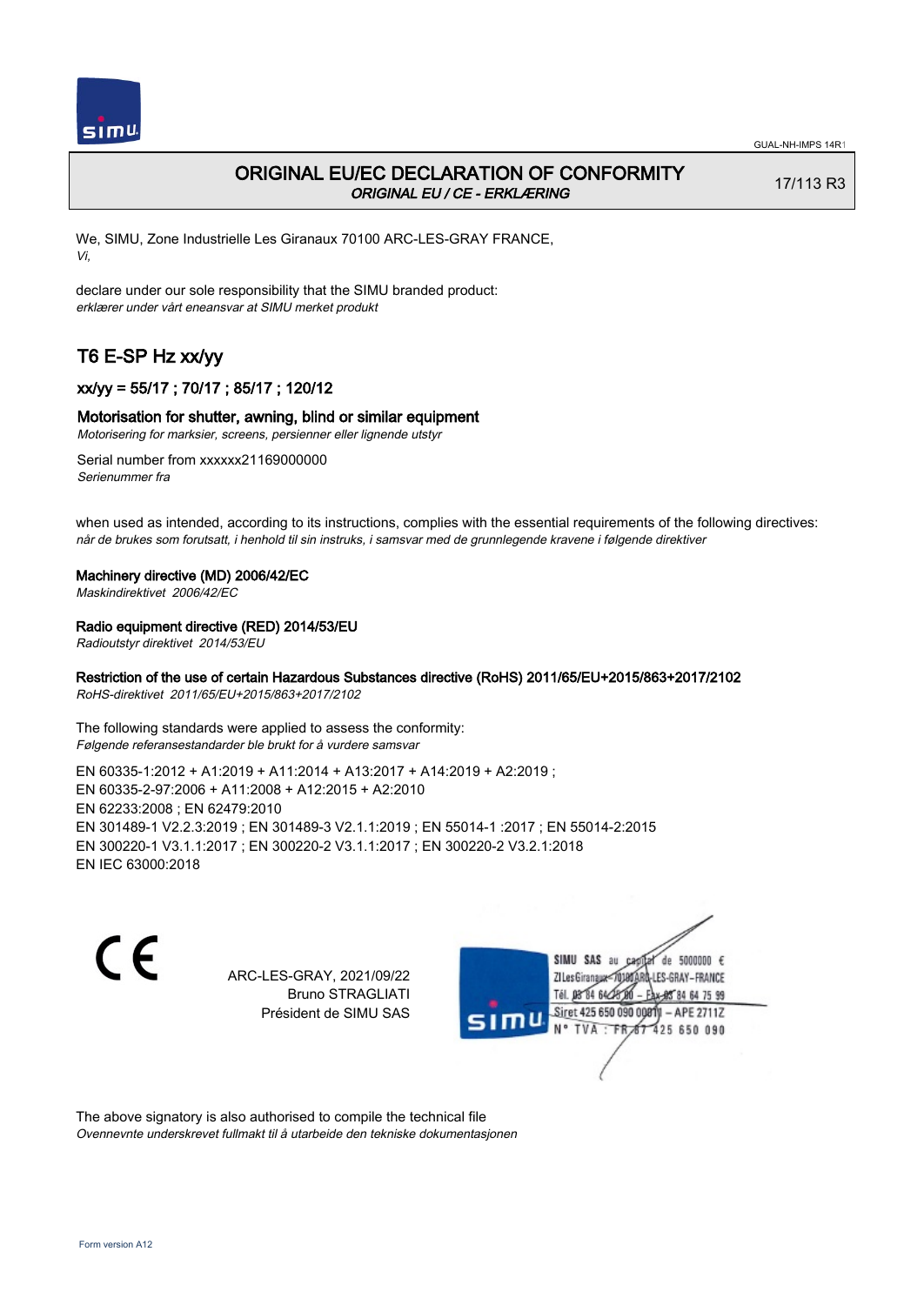GUAL-NH-IMPS 14R1

# ORIGINAL EU/EC DECLARATION OF CONFORMITY

*ORIGINAL EU / CE - ERKLÆRING*

17/113 R3

We, SIMU, Zone Industrielle Les Giranaux 70100 ARC-LES-GRAY FRANCE,
*Vi,*

declare under our sole responsibility that the SIMU branded product:
*erklærer under vårt eneansvar at SIMU merket produkt*

## T6 E-SP Hz xx/yy

### xx/yy = 55/17 ; 70/17 ; 85/17 ; 120/12

### Motorisation for shutter, awning, blind or similar equipment

*Motorisering for marksier, screens, persienner eller lignende utstyr*

Serial number from xxxxxx21169000000
*Serienummer fra*

when used as intended, according to its instructions, complies with the essential requirements of the following directives:
*når de brukes som forutsatt, i henhold til sin instruks, i samsvar med de grunnlegende kravene i følgende direktiver*

**Machinery directive (MD) 2006/42/EC**
*Maskindirektivet 2006/42/EC*

**Radio equipment directive (RED) 2014/53/EU**
*Radioutstyr direktivet 2014/53/EU*

**Restriction of the use of certain Hazardous Substances directive (RoHS) 2011/65/EU+2015/863+2017/2102**
*RoHS-direktivet 2011/65/EU+2015/863+2017/2102*

The following standards were applied to assess the conformity:
*Følgende referansestandarder ble brukt for å vurdere samsvar*

EN 60335-1:2012 + A1:2019 + A11:2014 + A13:2017 + A14:2019 + A2:2019 ;
EN 60335-2-97:2006 + A11:2008 + A12:2015 + A2:2010
EN 62233:2008 ; EN 62479:2010
EN 301489-1 V2.2.3:2019 ; EN 301489-3 V2.1.1:2019 ; EN 55014-1 :2017 ; EN 55014-2:2015
EN 300220-1 V3.1.1:2017 ; EN 300220-2 V3.1.1:2017 ; EN 300220-2 V3.2.1:2018
EN IEC 63000:2018

CE

ARC-LES-GRAY, 2021/09/22
Bruno STRAGLIATI
Président de SIMU SAS

SIMU SAS au capital de 5000000 €
ZI Les Giranaux 70100 ARC-LES-GRAY-FRANCE
Tél. 03 84 64 75 00 – Fax 03 84 64 75 99
Siret 425 650 090 00011 – APE 2711Z
N° TVA : FR 67 425 650 090

The above signatory is also authorised to compile the technical file
*Ovennevnte underskrevet fullmakt til å utarbeide den tekniske dokumentasjonen*

Form version A12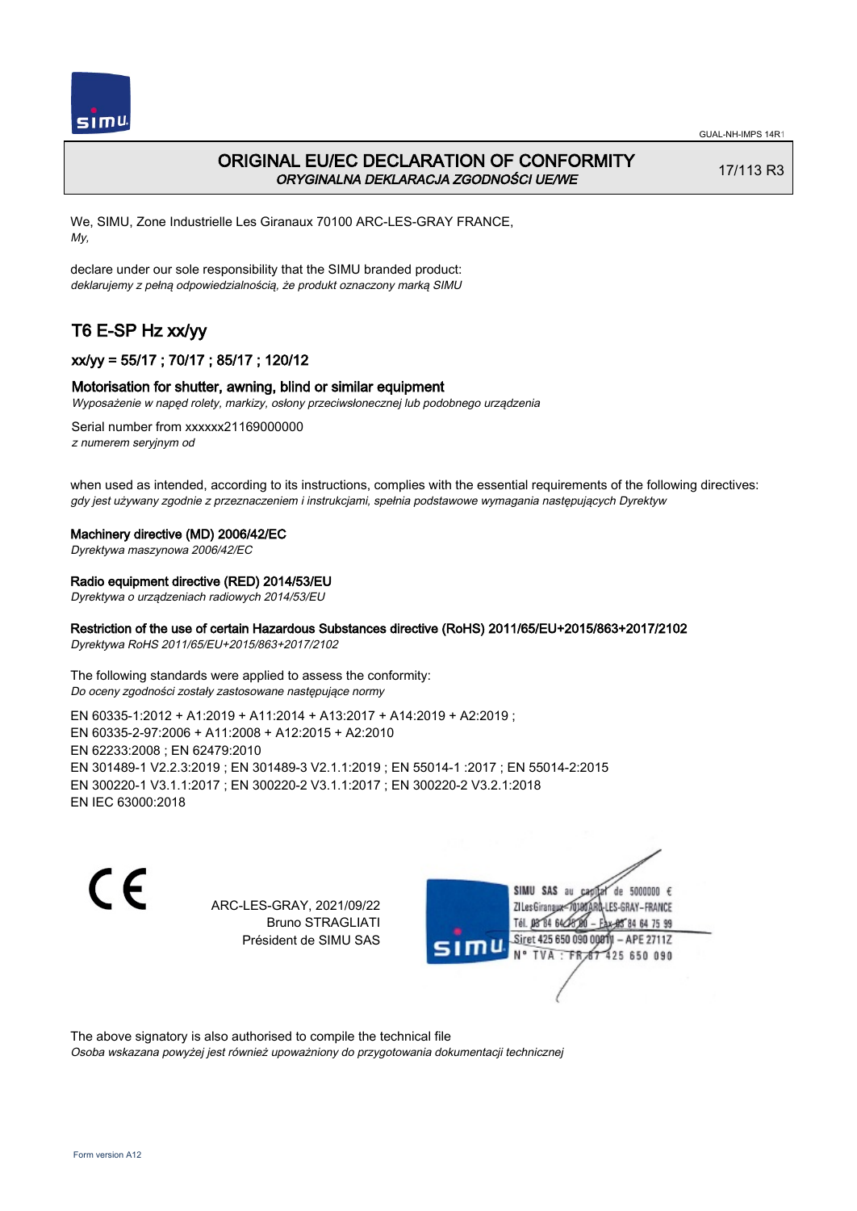# ORIGINAL EU/EC DECLARATION OF CONFORMITY
*ORYGINALNA DEKLARACJA ZGODNOŚCI UE/WE*

17/113 R3

We, SIMU, Zone Industrielle Les Giranaux 70100 ARC-LES-GRAY FRANCE,
*My,*

declare under our sole responsibility that the SIMU branded product:
*deklarujemy z pełną odpowiedzialnością, że produkt oznaczony marką SIMU*

## T6 E-SP Hz xx/yy

### xx/yy = 55/17 ; 70/17 ; 85/17 ; 120/12

### Motorisation for shutter, awning, blind or similar equipment
*Wyposażenie w napęd rolety, markizy, osłony przeciwsłonecznej lub podobnego urządzenia*

Serial number from xxxxxx21169000000
*z numerem seryjnym od*

when used as intended, according to its instructions, complies with the essential requirements of the following directives:
*gdy jest używany zgodnie z przeznaczeniem i instrukcjami, spełnia podstawowe wymagania następujących Dyrektyw*

**Machinery directive (MD) 2006/42/EC**
*Dyrektywa maszynowa 2006/42/EC*

**Radio equipment directive (RED) 2014/53/EU**
*Dyrektywa o urządzeniach radiowych 2014/53/EU*

**Restriction of the use of certain Hazardous Substances directive (RoHS) 2011/65/EU+2015/863+2017/2102**
*Dyrektywa RoHS 2011/65/EU+2015/863+2017/2102*

The following standards were applied to assess the conformity:
*Do oceny zgodności zostały zastosowane następujące normy*

EN 60335-1:2012 + A1:2019 + A11:2014 + A13:2017 + A14:2019 + A2:2019 ;
EN 60335-2-97:2006 + A11:2008 + A12:2015 + A2:2010
EN 62233:2008 ; EN 62479:2010
EN 301489-1 V2.2.3:2019 ; EN 301489-3 V2.1.1:2019 ; EN 55014-1 :2017 ; EN 55014-2:2015
EN 300220-1 V3.1.1:2017 ; EN 300220-2 V3.1.1:2017 ; EN 300220-2 V3.2.1:2018
EN IEC 63000:2018

ARC-LES-GRAY, 2021/09/22
Bruno STRAGLIATI
Président de SIMU SAS

SIMU SAS au capital de 5000000 €
ZI Les Giranaux 70100 ARC-LES-GRAY-FRANCE
Tél. 03 84 64 28 00 – Fax 03 84 64 75 99
Siret 425 650 090 00011 – APE 2711Z
N° TVA : FR 67 425 650 090

The above signatory is also authorised to compile the technical file
*Osoba wskazana powyżej jest również upoważniony do przygotowania dokumentacji technicznej*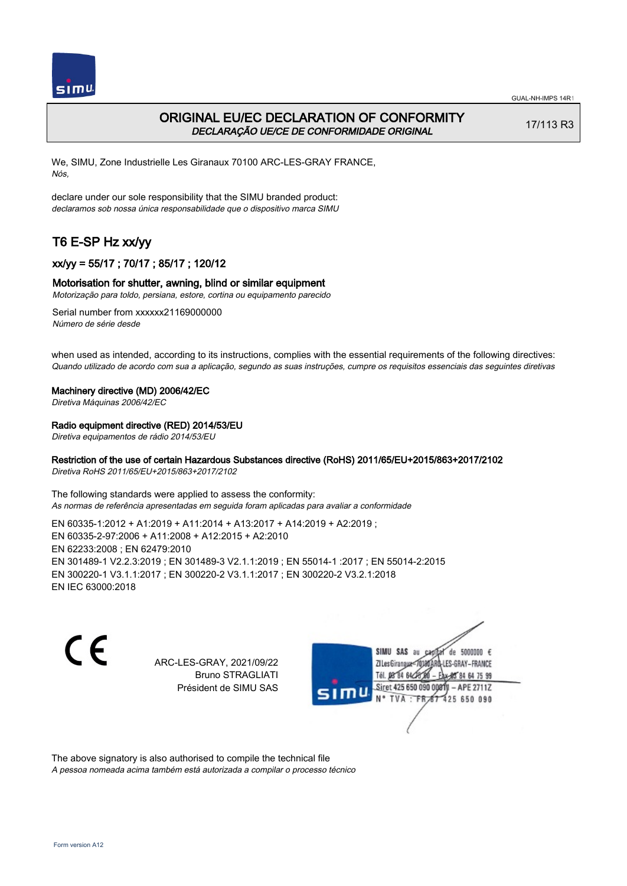GUAL-NH-IMPS 14R1

# ORIGINAL EU/EC DECLARATION OF CONFORMITY

*DECLARAÇÃO UE/CE DE CONFORMIDADE ORIGINAL*

17/113 R3

We, SIMU, Zone Industrielle Les Giranaux 70100 ARC-LES-GRAY FRANCE,
*Nós,*

declare under our sole responsibility that the SIMU branded product:
*declaramos sob nossa única responsabilidade que o dispositivo marca SIMU*

## T6 E-SP Hz xx/yy

### xx/yy = 55/17 ; 70/17 ; 85/17 ; 120/12

### Motorisation for shutter, awning, blind or similar equipment

*Motorização para toldo, persiana, estore, cortina ou equipamento parecido*

Serial number from xxxxxx21169000000
*Número de série desde*

when used as intended, according to its instructions, complies with the essential requirements of the following directives:
*Quando utilizado de acordo com sua a aplicação, segundo as suas instruções, cumpre os requisitos essenciais das seguintes diretivas*

**Machinery directive (MD) 2006/42/EC**
*Diretiva Máquinas 2006/42/EC*

**Radio equipment directive (RED) 2014/53/EU**
*Diretiva equipamentos de rádio 2014/53/EU*

**Restriction of the use of certain Hazardous Substances directive (RoHS) 2011/65/EU+2015/863+2017/2102**
*Diretiva RoHS 2011/65/EU+2015/863+2017/2102*

The following standards were applied to assess the conformity:
*As normas de referência apresentadas em seguida foram aplicadas para avaliar a conformidade*

EN 60335-1:2012 + A1:2019 + A11:2014 + A13:2017 + A14:2019 + A2:2019 ;
EN 60335-2-97:2006 + A11:2008 + A12:2015 + A2:2010
EN 62233:2008 ; EN 62479:2010
EN 301489-1 V2.2.3:2019 ; EN 301489-3 V2.1.1:2019 ; EN 55014-1 :2017 ; EN 55014-2:2015
EN 300220-1 V3.1.1:2017 ; EN 300220-2 V3.1.1:2017 ; EN 300220-2 V3.2.1:2018
EN IEC 63000:2018

CE

ARC-LES-GRAY, 2021/09/22
Bruno STRAGLIATI
Président de SIMU SAS

SIMU SAS au capital de 5000000 €
ZI Les Giranaux 70100 ARC-LES-GRAY-FRANCE
Tél. 03 84 64 75 00 – Fax 03 84 64 75 99
Siret 425 650 090 00011 – APE 2711Z
N° TVA : FR 67 425 650 090

The above signatory is also authorised to compile the technical file
*A pessoa nomeada acima também está autorizada a compilar o processo técnico*

Form version A12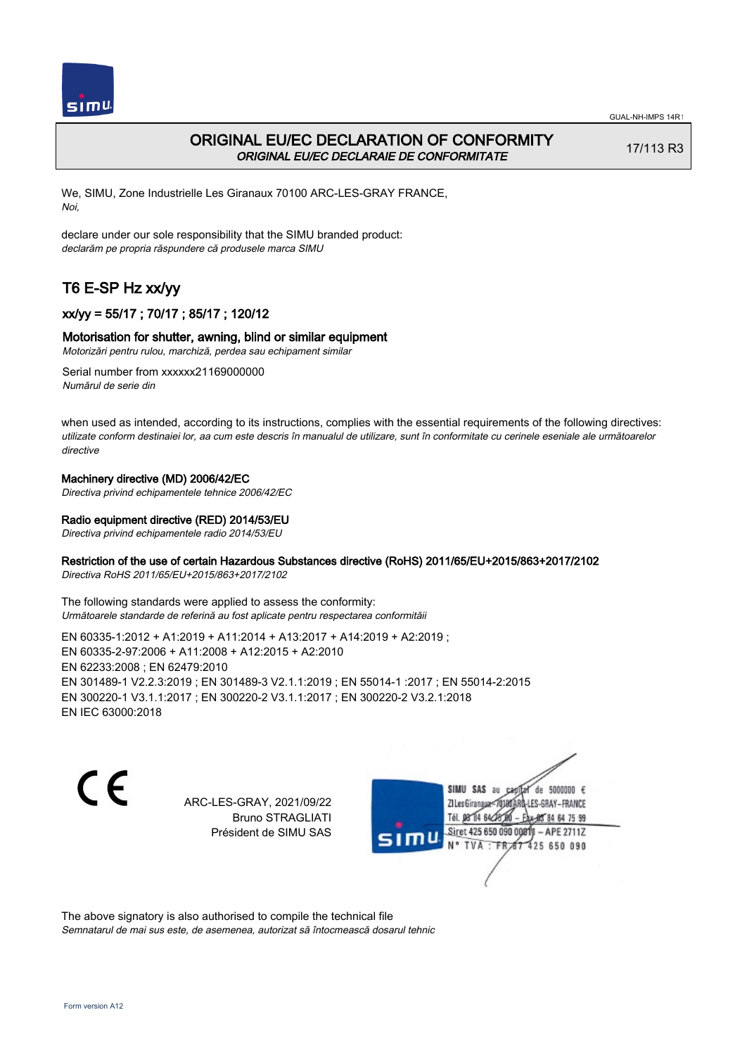GUAL-NH-IMPS 14R1

# ORIGINAL EU/EC DECLARATION OF CONFORMITY

*ORIGINAL EU/EC DECLARAIE DE CONFORMITATE*

17/113 R3

We, SIMU, Zone Industrielle Les Giranaux 70100 ARC-LES-GRAY FRANCE,
*Noi,*

declare under our sole responsibility that the SIMU branded product:
*declarăm pe propria răspundere că produsele marca SIMU*

## T6 E-SP Hz xx/yy

### xx/yy = 55/17 ; 70/17 ; 85/17 ; 120/12

### Motorisation for shutter, awning, blind or similar equipment

*Motorizări pentru rulou, marchiză, perdea sau echipament similar*

Serial number from xxxxxx21169000000
*Numărul de serie din*

when used as intended, according to its instructions, complies with the essential requirements of the following directives:
*utilizate conform destinaiei lor, aa cum este descris în manualul de utilizare, sunt în conformitate cu cerinele eseniale ale următoarelor directive*

**Machinery directive (MD) 2006/42/EC**
*Directiva privind echipamentele tehnice 2006/42/EC*

**Radio equipment directive (RED) 2014/53/EU**
*Directiva privind echipamentele radio 2014/53/EU*

**Restriction of the use of certain Hazardous Substances directive (RoHS) 2011/65/EU+2015/863+2017/2102**
*Directiva RoHS 2011/65/EU+2015/863+2017/2102*

The following standards were applied to assess the conformity:
*Următoarele standarde de referină au fost aplicate pentru respectarea conformităii*

EN 60335-1:2012 + A1:2019 + A11:2014 + A13:2017 + A14:2019 + A2:2019 ;
EN 60335-2-97:2006 + A11:2008 + A12:2015 + A2:2010
EN 62233:2008 ; EN 62479:2010
EN 301489-1 V2.2.3:2019 ; EN 301489-3 V2.1.1:2019 ; EN 55014-1 :2017 ; EN 55014-2:2015
EN 300220-1 V3.1.1:2017 ; EN 300220-2 V3.1.1:2017 ; EN 300220-2 V3.2.1:2018
EN IEC 63000:2018

CE

ARC-LES-GRAY, 2021/09/22
Bruno STRAGLIATI
Président de SIMU SAS

SIMU SAS au capital de 5000000 €
ZI Les Giranaux 70100 ARC-LES-GRAY-FRANCE
Tél. 03 84 64 75 00 – Fax 03 84 64 75 99
Siret 425 650 090 00011 – APE 2711Z
N° TVA : FR 87 425 650 090

The above signatory is also authorised to compile the technical file
*Semnatarul de mai sus este, de asemenea, autorizat să întocmească dosarul tehnic*

Form version A12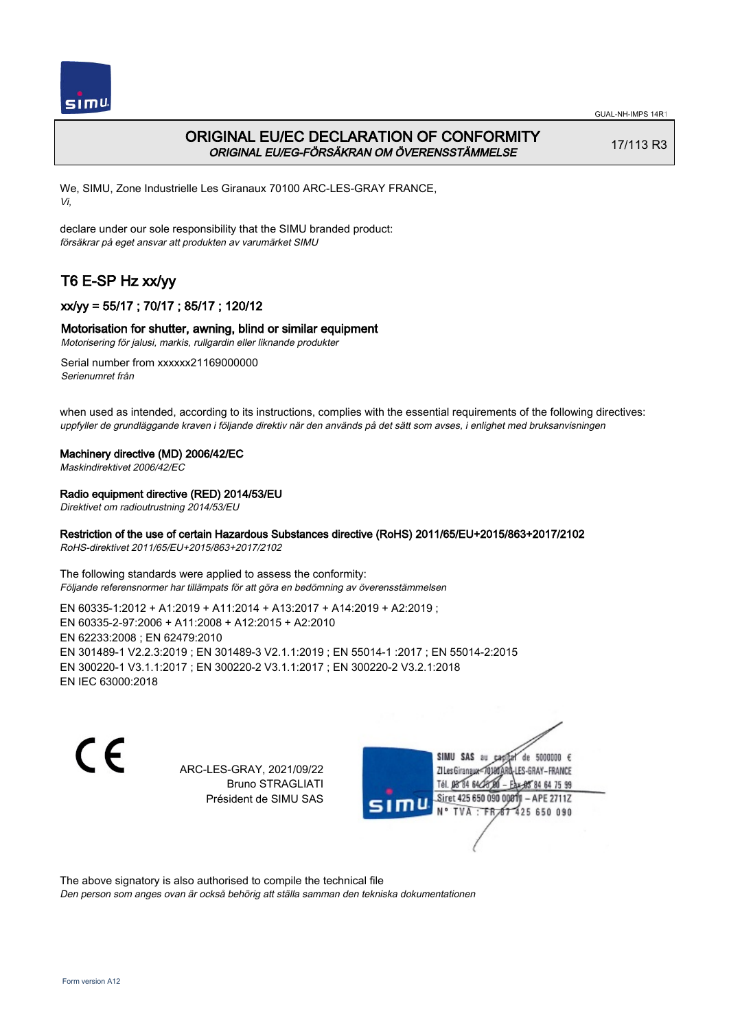# ORIGINAL EU/EC DECLARATION OF CONFORMITY
*ORIGINAL EU/EG-FÖRSÄKRAN OM ÖVERENSSTÄMMELSE*

17/113 R3

We, SIMU, Zone Industrielle Les Giranaux 70100 ARC-LES-GRAY FRANCE,
*Vi,*

declare under our sole responsibility that the SIMU branded product:
*försäkrar på eget ansvar att produkten av varumärket SIMU*

## T6 E-SP Hz xx/yy

### xx/yy = 55/17 ; 70/17 ; 85/17 ; 120/12

### Motorisation for shutter, awning, blind or similar equipment
*Motorisering för jalusi, markis, rullgardin eller liknande produkter*

Serial number from xxxxxx21169000000
*Serienumret från*

when used as intended, according to its instructions, complies with the essential requirements of the following directives:
*uppfyller de grundläggande kraven i följande direktiv när den används på det sätt som avses, i enlighet med bruksanvisningen*

**Machinery directive (MD) 2006/42/EC**
*Maskindirektivet 2006/42/EC*

**Radio equipment directive (RED) 2014/53/EU**
*Direktivet om radioutrustning 2014/53/EU*

**Restriction of the use of certain Hazardous Substances directive (RoHS) 2011/65/EU+2015/863+2017/2102**
*RoHS-direktivet 2011/65/EU+2015/863+2017/2102*

The following standards were applied to assess the conformity:
*Följande referensnormer har tillämpats för att göra en bedömning av överensstämmelsen*

EN 60335-1:2012 + A1:2019 + A11:2014 + A13:2017 + A14:2019 + A2:2019 ;
EN 60335-2-97:2006 + A11:2008 + A12:2015 + A2:2010
EN 62233:2008 ; EN 62479:2010
EN 301489-1 V2.2.3:2019 ; EN 301489-3 V2.1.1:2019 ; EN 55014-1 :2017 ; EN 55014-2:2015
EN 300220-1 V3.1.1:2017 ; EN 300220-2 V3.1.1:2017 ; EN 300220-2 V3.2.1:2018
EN IEC 63000:2018

CE

ARC-LES-GRAY, 2021/09/22
Bruno STRAGLIATI
Président de SIMU SAS

SIMU SAS au capital de 5000000 €
ZI Les Giranaux 70100 ARC-LES-GRAY-FRANCE
Tél. 03 84 64 75 00 – Fax 03 84 64 75 99
Siret 425 650 090 00011 – APE 2711Z
N° TVA : FR 87 425 650 090

The above signatory is also authorised to compile the technical file
*Den person som anges ovan är också behörig att ställa samman den tekniska dokumentationen*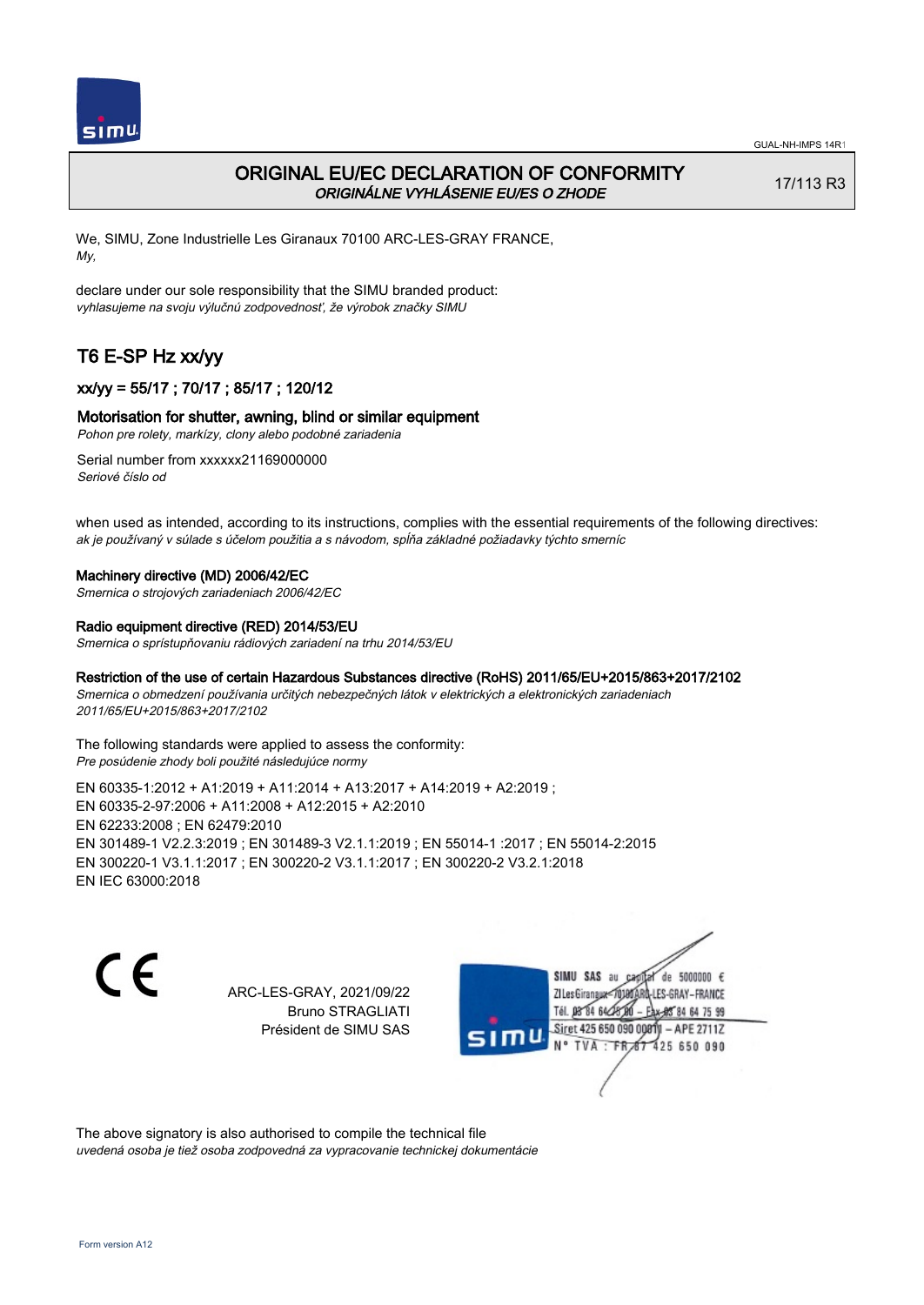# ORIGINAL EU/EC DECLARATION OF CONFORMITY
*ORIGINÁLNE VYHLÁSENIE EU/ES O ZHODE*

17/113 R3

We, SIMU, Zone Industrielle Les Giranaux 70100 ARC-LES-GRAY FRANCE,
*My,*

declare under our sole responsibility that the SIMU branded product:
*vyhlasujeme na svoju výlučnú zodpovednosť, že výrobok značky SIMU*

## T6 E-SP Hz xx/yy

### xx/yy = 55/17 ; 70/17 ; 85/17 ; 120/12

### Motorisation for shutter, awning, blind or similar equipment
*Pohon pre rolety, markízy, clony alebo podobné zariadenia*

Serial number from xxxxxx21169000000
*Seriové číslo od*

when used as intended, according to its instructions, complies with the essential requirements of the following directives:
*ak je používaný v súlade s účelom použitia a s návodom, spĺňa základné požiadavky týchto smerníc*

**Machinery directive (MD) 2006/42/EC**
*Smernica o strojových zariadeniach 2006/42/EC*

**Radio equipment directive (RED) 2014/53/EU**
*Smernica o sprístupňovaniu rádiových zariadení na trhu 2014/53/EU*

**Restriction of the use of certain Hazardous Substances directive (RoHS) 2011/65/EU+2015/863+2017/2102**
*Smernica o obmedzení používania určitých nebezpečných látok v elektrických a elektronických zariadeniach 2011/65/EU+2015/863+2017/2102*

The following standards were applied to assess the conformity:
*Pre posúdenie zhody boli použité následujúce normy*

EN 60335-1:2012 + A1:2019 + A11:2014 + A13:2017 + A14:2019 + A2:2019 ;
EN 60335-2-97:2006 + A11:2008 + A12:2015 + A2:2010
EN 62233:2008 ; EN 62479:2010
EN 301489-1 V2.2.3:2019 ; EN 301489-3 V2.1.1:2019 ; EN 55014-1 :2017 ; EN 55014-2:2015
EN 300220-1 V3.1.1:2017 ; EN 300220-2 V3.1.1:2017 ; EN 300220-2 V3.2.1:2018
EN IEC 63000:2018

CE

ARC-LES-GRAY, 2021/09/22
Bruno STRAGLIATI
Président de SIMU SAS

SIMU SAS au capital de 5000000 €
ZI Les Giranaux 70100 ARC-LES-GRAY-FRANCE
Tél. 03 84 64 75 00 – Fax 03 84 64 75 99
Siret 425 650 090 00011 – APE 2711Z
N° TVA : FR 87 425 650 090

The above signatory is also authorised to compile the technical file
*uvedená osoba je tiež osoba zodpovedná za vypracovanie technickej dokumentácie*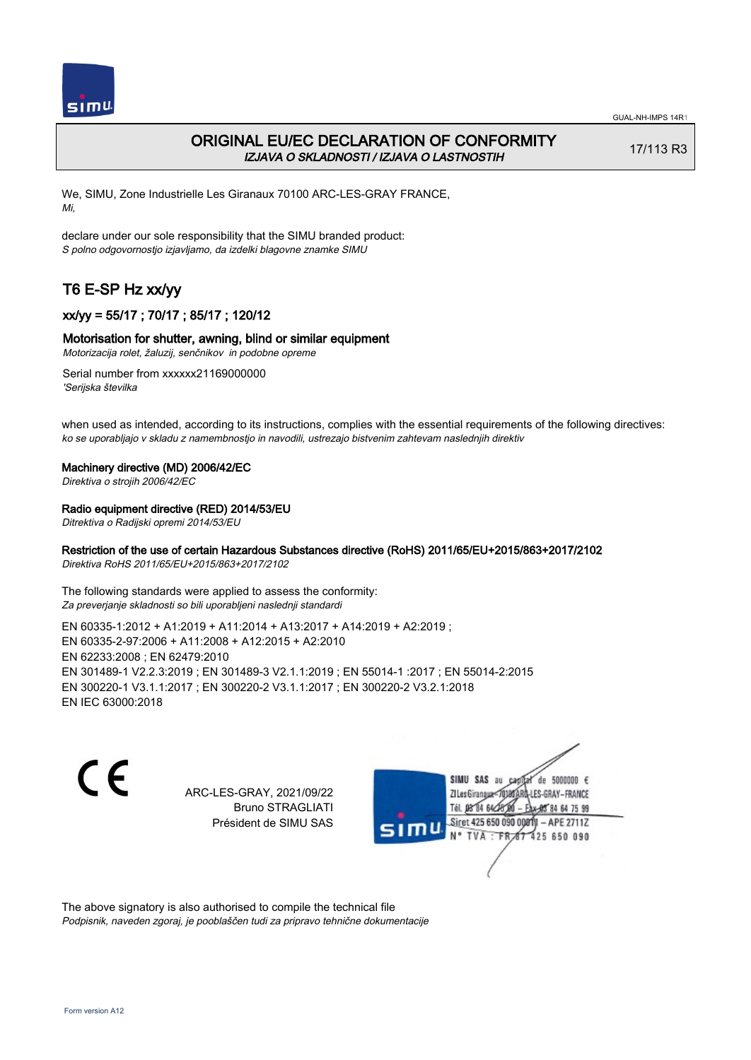# ORIGINAL EU/EC DECLARATION OF CONFORMITY

*IZJAVA O SKLADNOSTI / IZJAVA O LASTNOSTIH*

17/113 R3

We, SIMU, Zone Industrielle Les Giranaux 70100 ARC-LES-GRAY FRANCE,
*Mi,*

declare under our sole responsibility that the SIMU branded product:
*S polno odgovornostjo izjavljamo, da izdelki blagovne znamke SIMU*

## T6 E-SP Hz xx/yy

### xx/yy = 55/17 ; 70/17 ; 85/17 ; 120/12

### Motorisation for shutter, awning, blind or similar equipment

*Motorizacija rolet, žaluzij, senčnikov  in podobne opreme*

Serial number from xxxxxx21169000000
*'Serijska številka*

when used as intended, according to its instructions, complies with the essential requirements of the following directives:
*ko se uporabljajo v skladu z namembnostjo in navodili, ustrezajo bistvenim zahtevam naslednjih direktiv*

**Machinery directive (MD) 2006/42/EC**
*Direktiva o strojih 2006/42/EC*

**Radio equipment directive (RED) 2014/53/EU**
*Ditrektiva o Radijski opremi 2014/53/EU*

**Restriction of the use of certain Hazardous Substances directive (RoHS) 2011/65/EU+2015/863+2017/2102**
*Direktiva RoHS 2011/65/EU+2015/863+2017/2102*

The following standards were applied to assess the conformity:
*Za preverjanje skladnosti so bili uporabljeni naslednji standardi*

EN 60335-1:2012 + A1:2019 + A11:2014 + A13:2017 + A14:2019 + A2:2019 ;
EN 60335-2-97:2006 + A11:2008 + A12:2015 + A2:2010
EN 62233:2008 ; EN 62479:2010
EN 301489-1 V2.2.3:2019 ; EN 301489-3 V2.1.1:2019 ; EN 55014-1 :2017 ; EN 55014-2:2015
EN 300220-1 V3.1.1:2017 ; EN 300220-2 V3.1.1:2017 ; EN 300220-2 V3.2.1:2018
EN IEC 63000:2018

CE

ARC-LES-GRAY, 2021/09/22
Bruno STRAGLIATI
Président de SIMU SAS

SIMU SAS au capital de 5000000 €
ZI Les Giranaux 70100 ARC-LES-GRAY-FRANCE
Tél. 03 84 64 75 00 – Fax 03 84 64 75 99
Siret 425 650 090 00011 – APE 2711Z
N° TVA : FR 67 425 650 090

The above signatory is also authorised to compile the technical file
*Podpisnik, naveden zgoraj, je pooblaščen tudi za pripravo tehnične dokumentacije*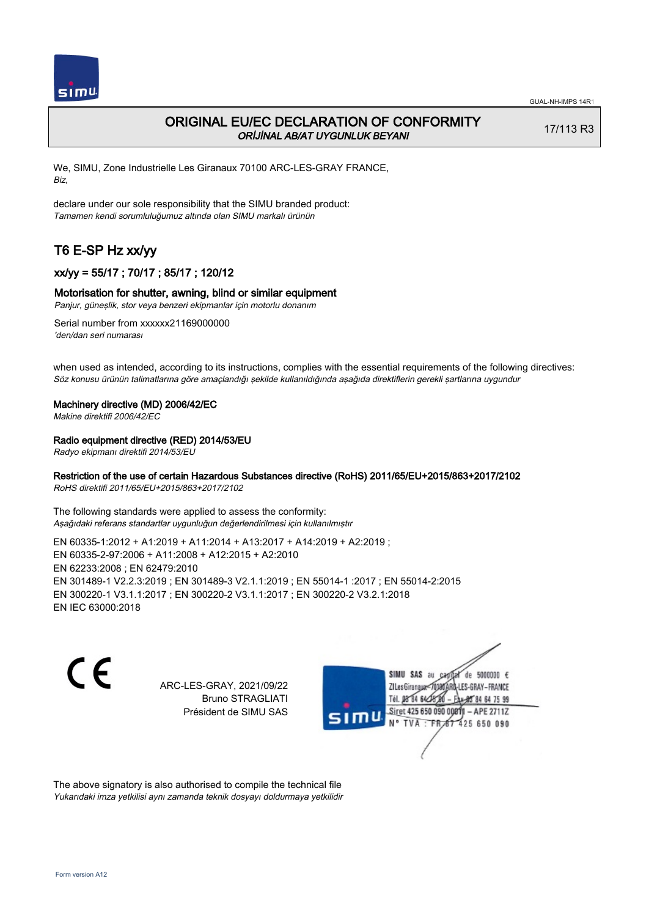# ORIGINAL EU/EC DECLARATION OF CONFORMITY
*ORİJİNAL AB/AT UYGUNLUK BEYANI*

17/113 R3

We, SIMU, Zone Industrielle Les Giranaux 70100 ARC-LES-GRAY FRANCE,
*Biz,*

declare under our sole responsibility that the SIMU branded product:
*Tamamen kendi sorumluluğumuz altında olan SIMU markalı ürünün*

## T6 E-SP Hz xx/yy

### xx/yy = 55/17 ; 70/17 ; 85/17 ; 120/12

### Motorisation for shutter, awning, blind or similar equipment
*Panjur, güneşlik, stor veya benzeri ekipmanlar için motorlu donanım*

Serial number from xxxxxx21169000000
*'den/dan seri numarası*

when used as intended, according to its instructions, complies with the essential requirements of the following directives:
*Söz konusu ürünün talimatlarına göre amaçlandığı şekilde kullanıldığında aşağıda direktiflerin gerekli şartlarına uygundur*

**Machinery directive (MD) 2006/42/EC**
*Makine direktifi 2006/42/EC*

**Radio equipment directive (RED) 2014/53/EU**
*Radyo ekipmanı direktifi 2014/53/EU*

**Restriction of the use of certain Hazardous Substances directive (RoHS) 2011/65/EU+2015/863+2017/2102**
*RoHS direktifi 2011/65/EU+2015/863+2017/2102*

The following standards were applied to assess the conformity:
*Aşağıdaki referans standartlar uygunluğun değerlendirilmesi için kullanılmıştır*

EN 60335-1:2012 + A1:2019 + A11:2014 + A13:2017 + A14:2019 + A2:2019 ;
EN 60335-2-97:2006 + A11:2008 + A12:2015 + A2:2010
EN 62233:2008 ; EN 62479:2010
EN 301489-1 V2.2.3:2019 ; EN 301489-3 V2.1.1:2019 ; EN 55014-1 :2017 ; EN 55014-2:2015
EN 300220-1 V3.1.1:2017 ; EN 300220-2 V3.1.1:2017 ; EN 300220-2 V3.2.1:2018
EN IEC 63000:2018

CE

ARC-LES-GRAY, 2021/09/22
Bruno STRAGLIATI
Président de SIMU SAS

SIMU SAS au capital de 5000000 €
ZI Les Giranaux 70100 ARC-LES-GRAY-FRANCE
Tél. 03 84 64 75 00 – Fax 03 84 64 75 99
Siret 425 650 090 00011 – APE 2711Z
N° TVA : FR 67 425 650 090

The above signatory is also authorised to compile the technical file
*Yukarıdaki imza yetkilisi aynı zamanda teknik dosyayı doldurmaya yetkilidir*